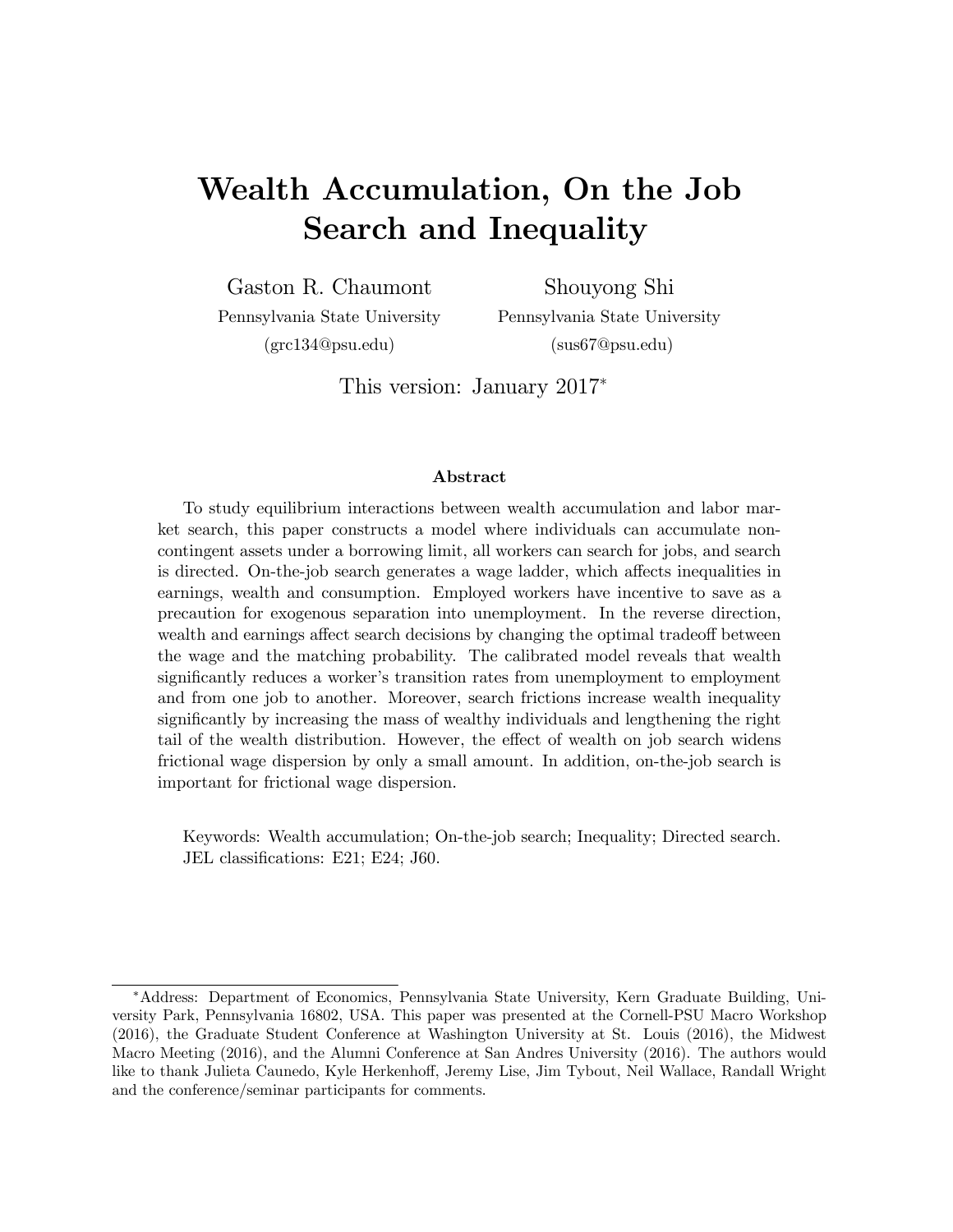# Wealth Accumulation, On the Job Search and Inequality

Gaston R. Chaumont
Pennsylvania State University
(grc134@psu.edu)

Shouyong Shi
Pennsylvania State University
(sus67@psu.edu)

This version: January 2017*

### Abstract

To study equilibrium interactions between wealth accumulation and labor market search, this paper constructs a model where individuals can accumulate noncontingent assets under a borrowing limit, all workers can search for jobs, and search is directed. On-the-job search generates a wage ladder, which affects inequalities in earnings, wealth and consumption. Employed workers have incentive to save as a precaution for exogenous separation into unemployment. In the reverse direction, wealth and earnings affect search decisions by changing the optimal tradeoff between the wage and the matching probability. The calibrated model reveals that wealth significantly reduces a worker's transition rates from unemployment to employment and from one job to another. Moreover, search frictions increase wealth inequality significantly by increasing the mass of wealthy individuals and lengthening the right tail of the wealth distribution. However, the effect of wealth on job search widens frictional wage dispersion by only a small amount. In addition, on-the-job search is important for frictional wage dispersion.

Keywords: Wealth accumulation; On-the-job search; Inequality; Directed search.
JEL classifications: E21; E24; J60.

*Address: Department of Economics, Pennsylvania State University, Kern Graduate Building, University Park, Pennsylvania 16802, USA. This paper was presented at the Cornell-PSU Macro Workshop (2016), the Graduate Student Conference at Washington University at St. Louis (2016), the Midwest Macro Meeting (2016), and the Alumni Conference at San Andres University (2016). The authors would like to thank Julieta Caunedo, Kyle Herkenhoff, Jeremy Lise, Jim Tybout, Neil Wallace, Randall Wright and the conference/seminar participants for comments.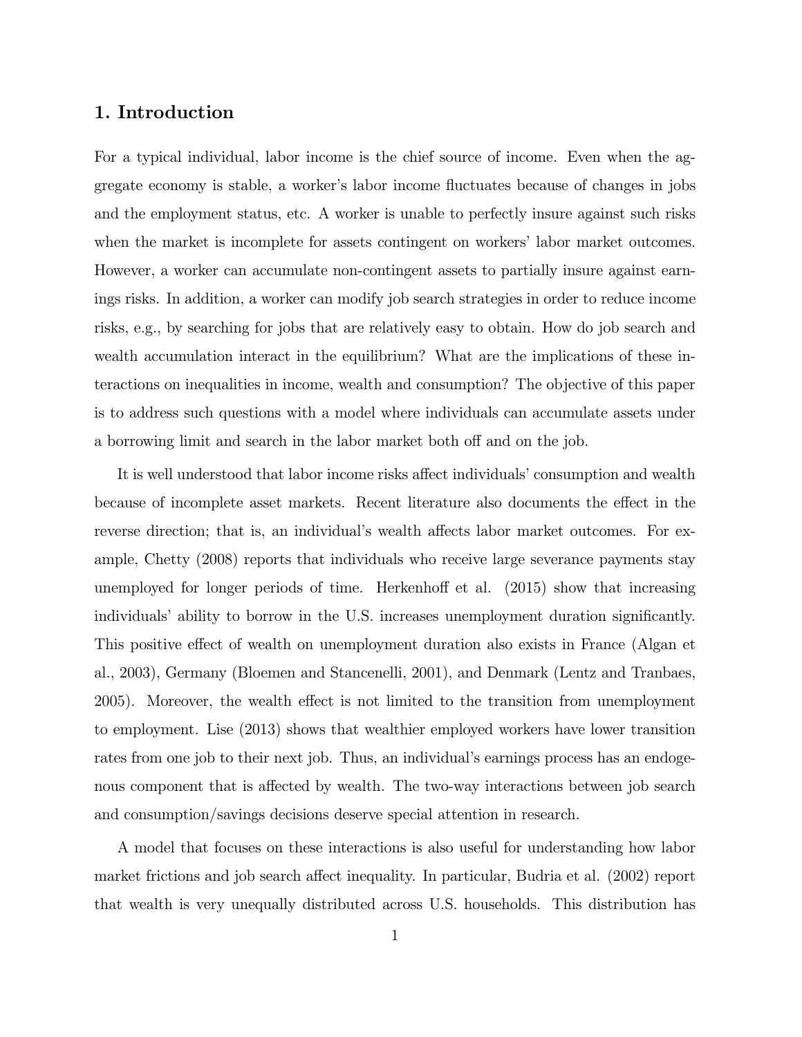## 1. Introduction

For a typical individual, labor income is the chief source of income. Even when the aggregate economy is stable, a worker's labor income fluctuates because of changes in jobs and the employment status, etc. A worker is unable to perfectly insure against such risks when the market is incomplete for assets contingent on workers' labor market outcomes. However, a worker can accumulate non-contingent assets to partially insure against earnings risks. In addition, a worker can modify job search strategies in order to reduce income risks, e.g., by searching for jobs that are relatively easy to obtain. How do job search and wealth accumulation interact in the equilibrium? What are the implications of these interactions on inequalities in income, wealth and consumption? The objective of this paper is to address such questions with a model where individuals can accumulate assets under a borrowing limit and search in the labor market both off and on the job.

It is well understood that labor income risks affect individuals' consumption and wealth because of incomplete asset markets. Recent literature also documents the effect in the reverse direction; that is, an individual's wealth affects labor market outcomes. For example, Chetty (2008) reports that individuals who receive large severance payments stay unemployed for longer periods of time. Herkenhoff et al. (2015) show that increasing individuals' ability to borrow in the U.S. increases unemployment duration significantly. This positive effect of wealth on unemployment duration also exists in France (Algan et al., 2003), Germany (Bloemen and Stancenelli, 2001), and Denmark (Lentz and Tranbaes, 2005). Moreover, the wealth effect is not limited to the transition from unemployment to employment. Lise (2013) shows that wealthier employed workers have lower transition rates from one job to their next job. Thus, an individual's earnings process has an endogenous component that is affected by wealth. The two-way interactions between job search and consumption/savings decisions deserve special attention in research.

A model that focuses on these interactions is also useful for understanding how labor market frictions and job search affect inequality. In particular, Budria et al. (2002) report that wealth is very unequally distributed across U.S. households. This distribution has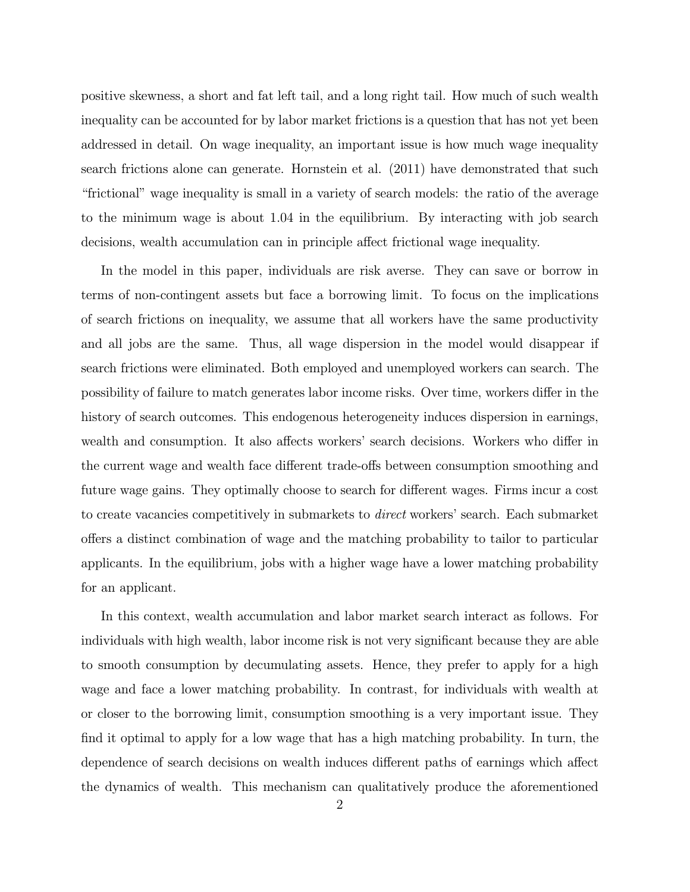positive skewness, a short and fat left tail, and a long right tail. How much of such wealth inequality can be accounted for by labor market frictions is a question that has not yet been addressed in detail. On wage inequality, an important issue is how much wage inequality search frictions alone can generate. Hornstein et al. (2011) have demonstrated that such "frictional" wage inequality is small in a variety of search models: the ratio of the average to the minimum wage is about 1.04 in the equilibrium. By interacting with job search decisions, wealth accumulation can in principle affect frictional wage inequality.

In the model in this paper, individuals are risk averse. They can save or borrow in terms of non-contingent assets but face a borrowing limit. To focus on the implications of search frictions on inequality, we assume that all workers have the same productivity and all jobs are the same. Thus, all wage dispersion in the model would disappear if search frictions were eliminated. Both employed and unemployed workers can search. The possibility of failure to match generates labor income risks. Over time, workers differ in the history of search outcomes. This endogenous heterogeneity induces dispersion in earnings, wealth and consumption. It also affects workers' search decisions. Workers who differ in the current wage and wealth face different trade-offs between consumption smoothing and future wage gains. They optimally choose to search for different wages. Firms incur a cost to create vacancies competitively in submarkets to *direct* workers' search. Each submarket offers a distinct combination of wage and the matching probability to tailor to particular applicants. In the equilibrium, jobs with a higher wage have a lower matching probability for an applicant.

In this context, wealth accumulation and labor market search interact as follows. For individuals with high wealth, labor income risk is not very significant because they are able to smooth consumption by decumulating assets. Hence, they prefer to apply for a high wage and face a lower matching probability. In contrast, for individuals with wealth at or closer to the borrowing limit, consumption smoothing is a very important issue. They find it optimal to apply for a low wage that has a high matching probability. In turn, the dependence of search decisions on wealth induces different paths of earnings which affect the dynamics of wealth. This mechanism can qualitatively produce the aforementioned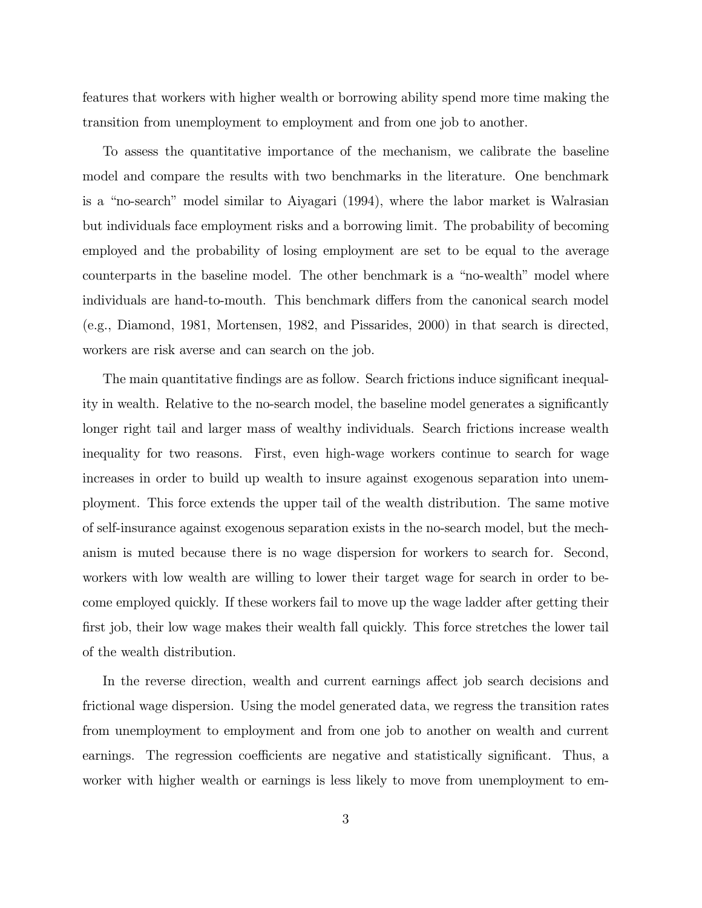features that workers with higher wealth or borrowing ability spend more time making the transition from unemployment to employment and from one job to another.

To assess the quantitative importance of the mechanism, we calibrate the baseline model and compare the results with two benchmarks in the literature. One benchmark is a "no-search" model similar to Aiyagari (1994), where the labor market is Walrasian but individuals face employment risks and a borrowing limit. The probability of becoming employed and the probability of losing employment are set to be equal to the average counterparts in the baseline model. The other benchmark is a "no-wealth" model where individuals are hand-to-mouth. This benchmark differs from the canonical search model (e.g., Diamond, 1981, Mortensen, 1982, and Pissarides, 2000) in that search is directed, workers are risk averse and can search on the job.

The main quantitative findings are as follow. Search frictions induce significant inequality in wealth. Relative to the no-search model, the baseline model generates a significantly longer right tail and larger mass of wealthy individuals. Search frictions increase wealth inequality for two reasons. First, even high-wage workers continue to search for wage increases in order to build up wealth to insure against exogenous separation into unemployment. This force extends the upper tail of the wealth distribution. The same motive of self-insurance against exogenous separation exists in the no-search model, but the mechanism is muted because there is no wage dispersion for workers to search for. Second, workers with low wealth are willing to lower their target wage for search in order to become employed quickly. If these workers fail to move up the wage ladder after getting their first job, their low wage makes their wealth fall quickly. This force stretches the lower tail of the wealth distribution.

In the reverse direction, wealth and current earnings affect job search decisions and frictional wage dispersion. Using the model generated data, we regress the transition rates from unemployment to employment and from one job to another on wealth and current earnings. The regression coefficients are negative and statistically significant. Thus, a worker with higher wealth or earnings is less likely to move from unemployment to em-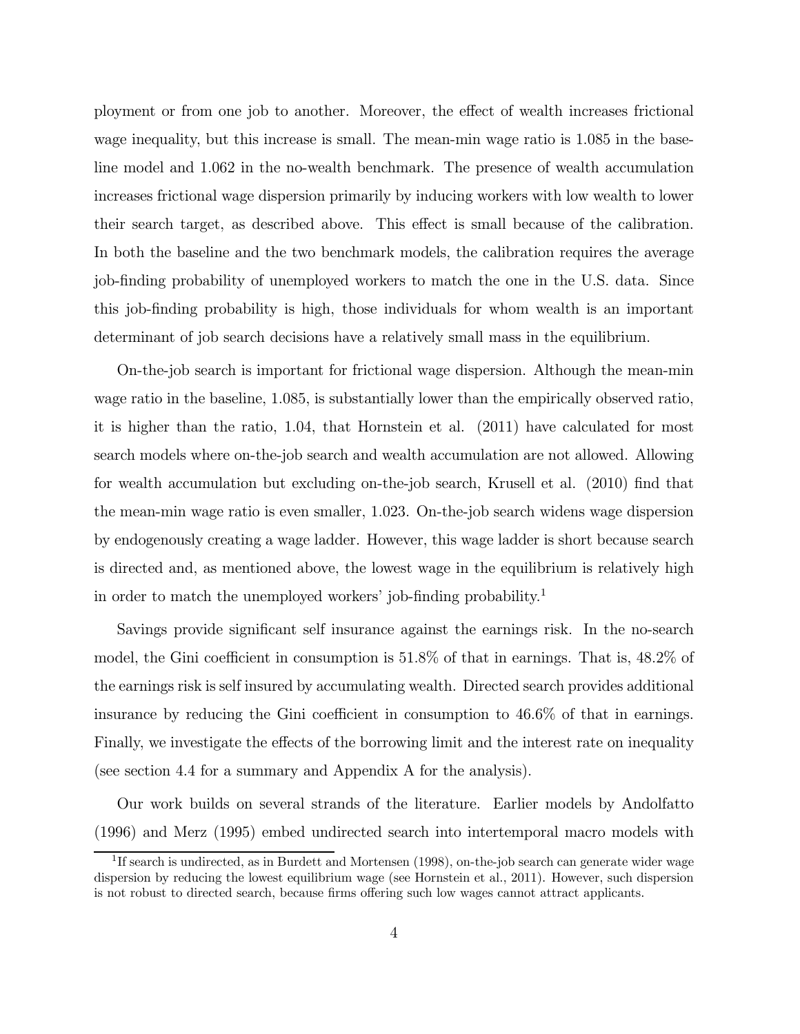ployment or from one job to another. Moreover, the effect of wealth increases frictional wage inequality, but this increase is small. The mean-min wage ratio is 1.085 in the baseline model and 1.062 in the no-wealth benchmark. The presence of wealth accumulation increases frictional wage dispersion primarily by inducing workers with low wealth to lower their search target, as described above. This effect is small because of the calibration. In both the baseline and the two benchmark models, the calibration requires the average job-finding probability of unemployed workers to match the one in the U.S. data. Since this job-finding probability is high, those individuals for whom wealth is an important determinant of job search decisions have a relatively small mass in the equilibrium.

On-the-job search is important for frictional wage dispersion. Although the mean-min wage ratio in the baseline, 1.085, is substantially lower than the empirically observed ratio, it is higher than the ratio, 1.04, that Hornstein et al. (2011) have calculated for most search models where on-the-job search and wealth accumulation are not allowed. Allowing for wealth accumulation but excluding on-the-job search, Krusell et al. (2010) find that the mean-min wage ratio is even smaller, 1.023. On-the-job search widens wage dispersion by endogenously creating a wage ladder. However, this wage ladder is short because search is directed and, as mentioned above, the lowest wage in the equilibrium is relatively high in order to match the unemployed workers' job-finding probability.[1]

Savings provide significant self insurance against the earnings risk. In the no-search model, the Gini coefficient in consumption is 51.8% of that in earnings. That is, 48.2% of the earnings risk is self insured by accumulating wealth. Directed search provides additional insurance by reducing the Gini coefficient in consumption to 46.6% of that in earnings. Finally, we investigate the effects of the borrowing limit and the interest rate on inequality (see section 4.4 for a summary and Appendix A for the analysis).

Our work builds on several strands of the literature. Earlier models by Andolfatto (1996) and Merz (1995) embed undirected search into intertemporal macro models with

[1] If search is undirected, as in Burdett and Mortensen (1998), on-the-job search can generate wider wage dispersion by reducing the lowest equilibrium wage (see Hornstein et al., 2011). However, such dispersion is not robust to directed search, because firms offering such low wages cannot attract applicants.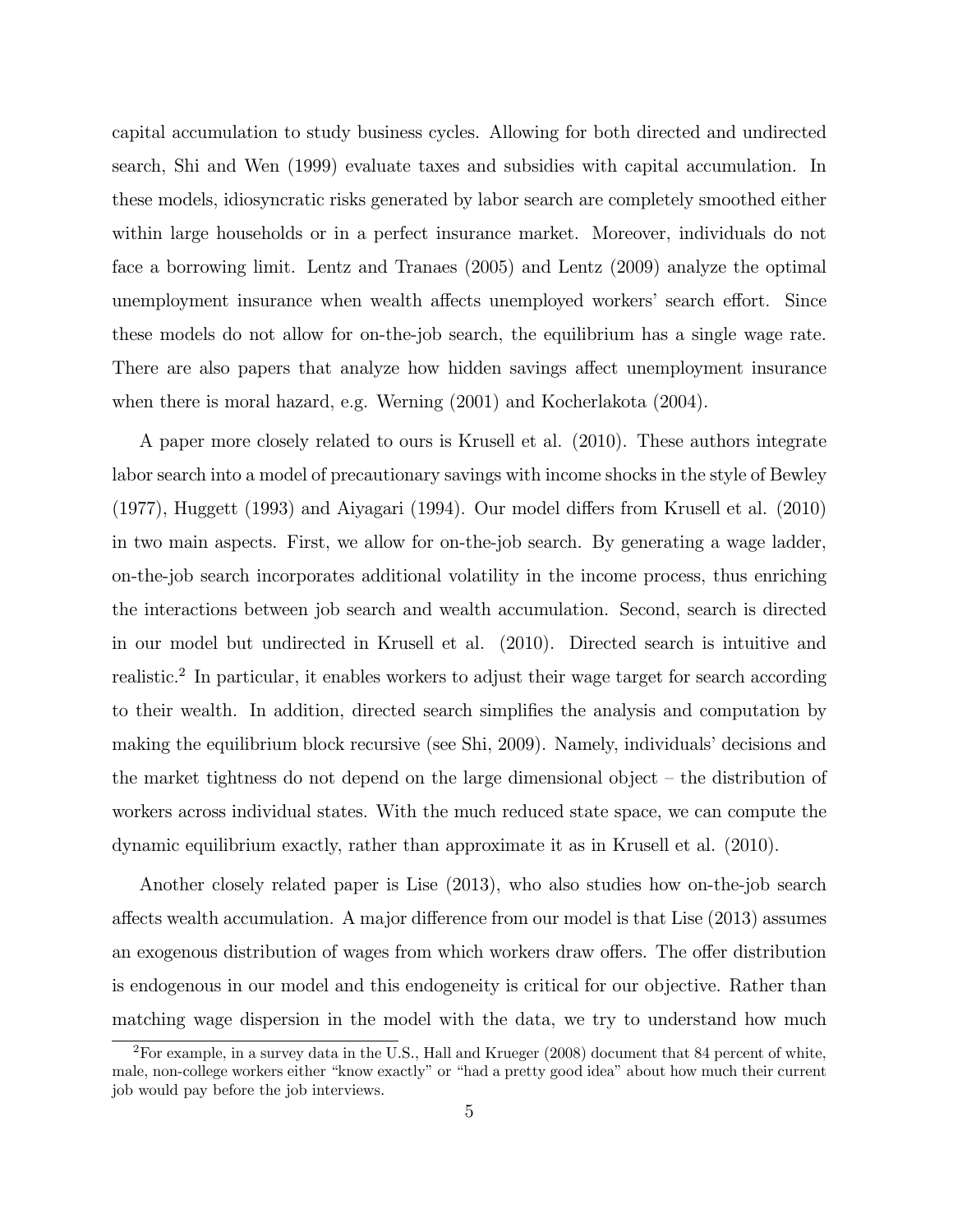capital accumulation to study business cycles. Allowing for both directed and undirected search, Shi and Wen (1999) evaluate taxes and subsidies with capital accumulation. In these models, idiosyncratic risks generated by labor search are completely smoothed either within large households or in a perfect insurance market. Moreover, individuals do not face a borrowing limit. Lentz and Tranaes (2005) and Lentz (2009) analyze the optimal unemployment insurance when wealth affects unemployed workers' search effort. Since these models do not allow for on-the-job search, the equilibrium has a single wage rate. There are also papers that analyze how hidden savings affect unemployment insurance when there is moral hazard, e.g. Werning (2001) and Kocherlakota (2004).

A paper more closely related to ours is Krusell et al. (2010). These authors integrate labor search into a model of precautionary savings with income shocks in the style of Bewley (1977), Huggett (1993) and Aiyagari (1994). Our model differs from Krusell et al. (2010) in two main aspects. First, we allow for on-the-job search. By generating a wage ladder, on-the-job search incorporates additional volatility in the income process, thus enriching the interactions between job search and wealth accumulation. Second, search is directed in our model but undirected in Krusell et al. (2010). Directed search is intuitive and realistic.[2] In particular, it enables workers to adjust their wage target for search according to their wealth. In addition, directed search simplifies the analysis and computation by making the equilibrium block recursive (see Shi, 2009). Namely, individuals' decisions and the market tightness do not depend on the large dimensional object – the distribution of workers across individual states. With the much reduced state space, we can compute the dynamic equilibrium exactly, rather than approximate it as in Krusell et al. (2010).

Another closely related paper is Lise (2013), who also studies how on-the-job search affects wealth accumulation. A major difference from our model is that Lise (2013) assumes an exogenous distribution of wages from which workers draw offers. The offer distribution is endogenous in our model and this endogeneity is critical for our objective. Rather than matching wage dispersion in the model with the data, we try to understand how much

[2] For example, in a survey data in the U.S., Hall and Krueger (2008) document that 84 percent of white, male, non-college workers either "know exactly" or "had a pretty good idea" about how much their current job would pay before the job interviews.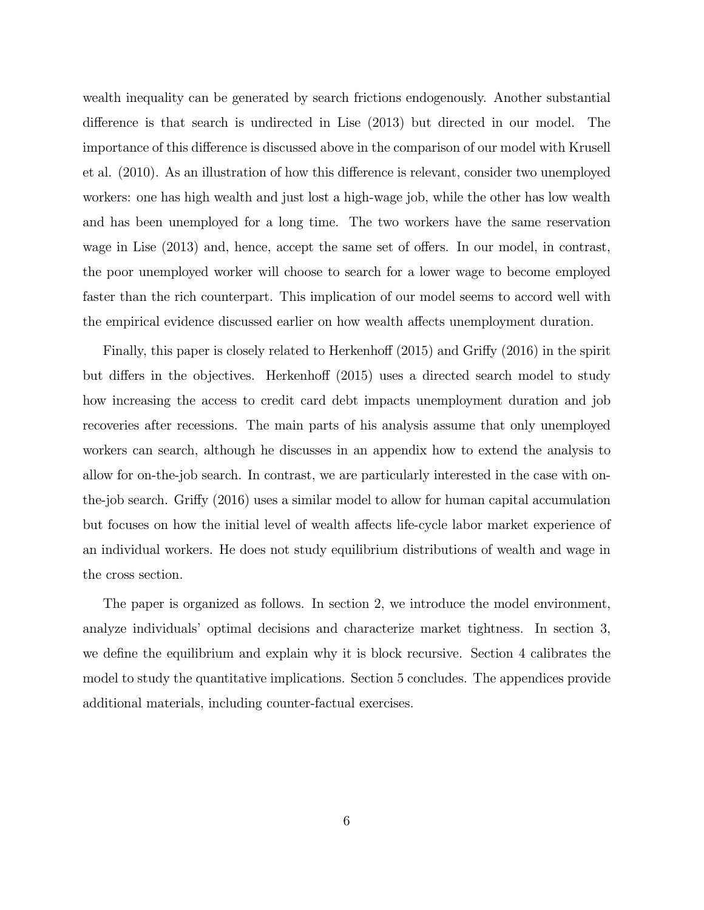wealth inequality can be generated by search frictions endogenously. Another substantial difference is that search is undirected in Lise (2013) but directed in our model. The importance of this difference is discussed above in the comparison of our model with Krusell et al. (2010). As an illustration of how this difference is relevant, consider two unemployed workers: one has high wealth and just lost a high-wage job, while the other has low wealth and has been unemployed for a long time. The two workers have the same reservation wage in Lise (2013) and, hence, accept the same set of offers. In our model, in contrast, the poor unemployed worker will choose to search for a lower wage to become employed faster than the rich counterpart. This implication of our model seems to accord well with the empirical evidence discussed earlier on how wealth affects unemployment duration.

Finally, this paper is closely related to Herkenhoff (2015) and Griffy (2016) in the spirit but differs in the objectives. Herkenhoff (2015) uses a directed search model to study how increasing the access to credit card debt impacts unemployment duration and job recoveries after recessions. The main parts of his analysis assume that only unemployed workers can search, although he discusses in an appendix how to extend the analysis to allow for on-the-job search. In contrast, we are particularly interested in the case with on-the-job search. Griffy (2016) uses a similar model to allow for human capital accumulation but focuses on how the initial level of wealth affects life-cycle labor market experience of an individual workers. He does not study equilibrium distributions of wealth and wage in the cross section.

The paper is organized as follows. In section 2, we introduce the model environment, analyze individuals' optimal decisions and characterize market tightness. In section 3, we define the equilibrium and explain why it is block recursive. Section 4 calibrates the model to study the quantitative implications. Section 5 concludes. The appendices provide additional materials, including counter-factual exercises.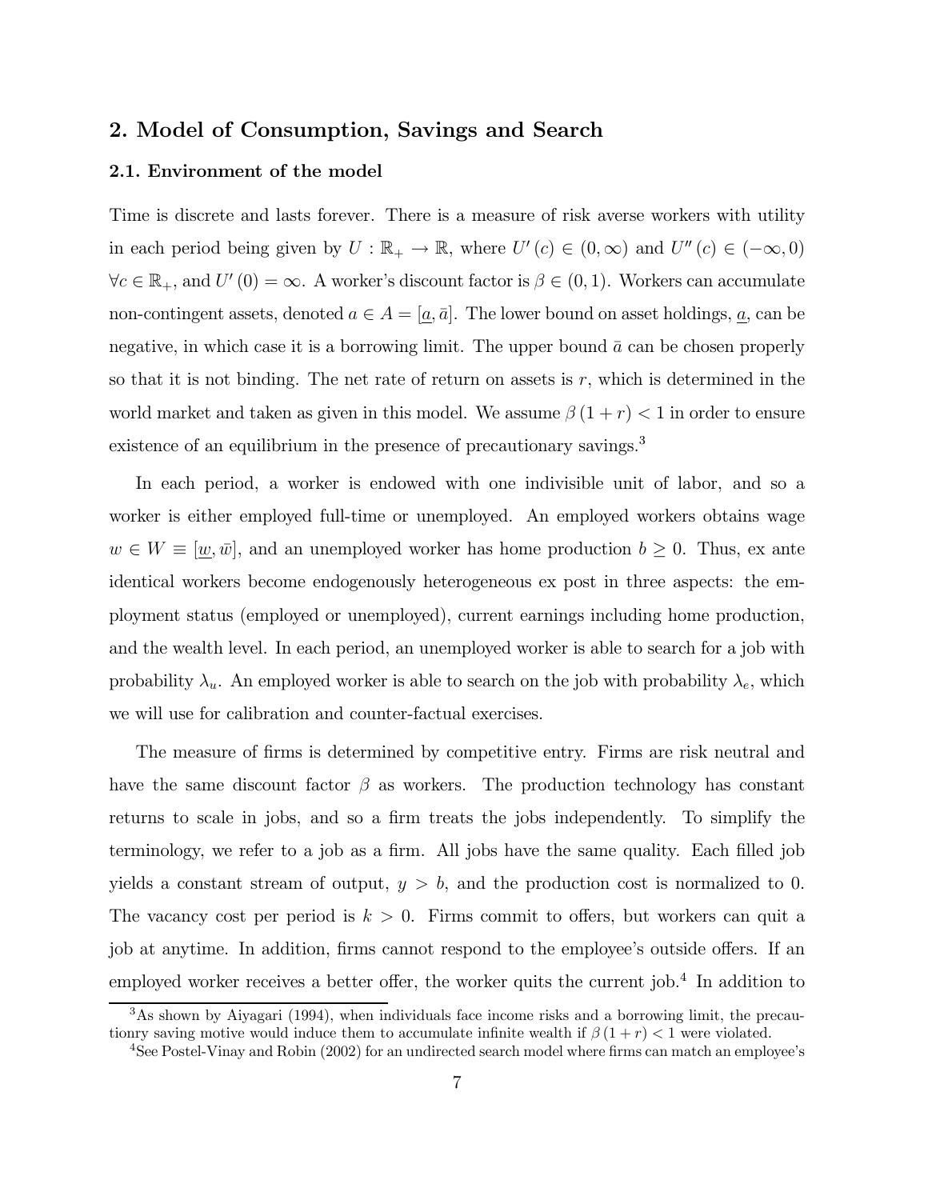## 2. Model of Consumption, Savings and Search

### 2.1. Environment of the model

Time is discrete and lasts forever. There is a measure of risk averse workers with utility in each period being given by $U : \mathbb{R}_+ \to \mathbb{R}$, where $U'(c) \in (0, \infty)$ and $U''(c) \in (-\infty, 0)$ $\forall c \in \mathbb{R}_+$, and $U'(0) = \infty$. A worker's discount factor is $\beta \in (0, 1)$. Workers can accumulate non-contingent assets, denoted $a \in A = [\underline{a}, \bar{a}]$. The lower bound on asset holdings, $\underline{a}$, can be negative, in which case it is a borrowing limit. The upper bound $\bar{a}$ can be chosen properly so that it is not binding. The net rate of return on assets is $r$, which is determined in the world market and taken as given in this model. We assume $\beta (1 + r) < 1$ in order to ensure existence of an equilibrium in the presence of precautionary savings.[3]

In each period, a worker is endowed with one indivisible unit of labor, and so a worker is either employed full-time or unemployed. An employed workers obtains wage $w \in W \equiv [\underline{w}, \bar{w}]$, and an unemployed worker has home production $b \geq 0$. Thus, ex ante identical workers become endogenously heterogeneous ex post in three aspects: the employment status (employed or unemployed), current earnings including home production, and the wealth level. In each period, an unemployed worker is able to search for a job with probability $\lambda_u$. An employed worker is able to search on the job with probability $\lambda_e$, which we will use for calibration and counter-factual exercises.

The measure of firms is determined by competitive entry. Firms are risk neutral and have the same discount factor $\beta$ as workers. The production technology has constant returns to scale in jobs, and so a firm treats the jobs independently. To simplify the terminology, we refer to a job as a firm. All jobs have the same quality. Each filled job yields a constant stream of output, $y > b$, and the production cost is normalized to 0. The vacancy cost per period is $k > 0$. Firms commit to offers, but workers can quit a job at anytime. In addition, firms cannot respond to the employee's outside offers. If an employed worker receives a better offer, the worker quits the current job.[4] In addition to

[3] As shown by Aiyagari (1994), when individuals face income risks and a borrowing limit, the precautionry saving motive would induce them to accumulate infinite wealth if $\beta (1 + r) < 1$ were violated.

[4] See Postel-Vinay and Robin (2002) for an undirected search model where firms can match an employee's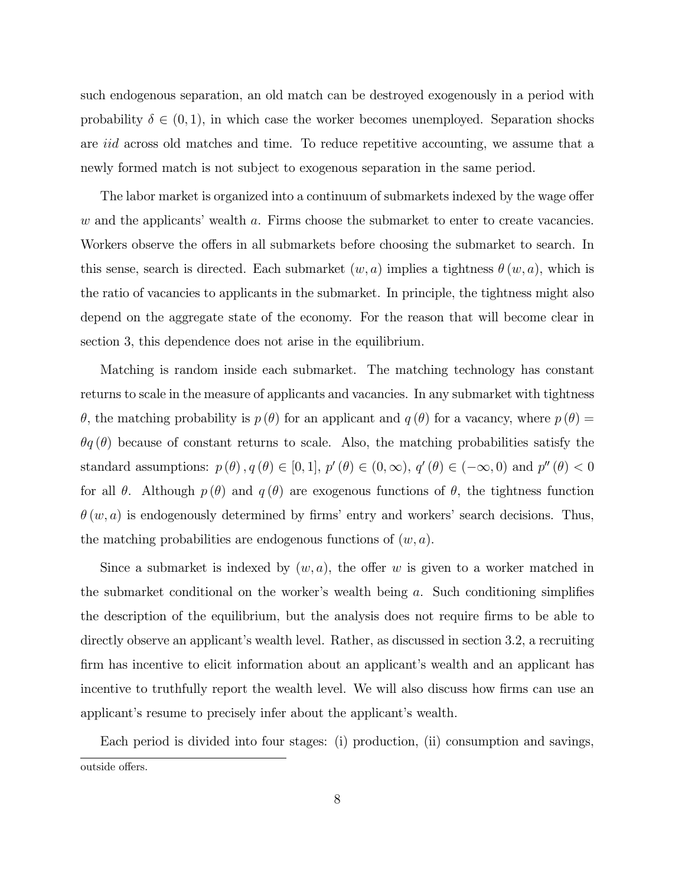such endogenous separation, an old match can be destroyed exogenously in a period with probability $\delta \in (0, 1)$, in which case the worker becomes unemployed. Separation shocks are *iid* across old matches and time. To reduce repetitive accounting, we assume that a newly formed match is not subject to exogenous separation in the same period.

The labor market is organized into a continuum of submarkets indexed by the wage offer $w$ and the applicants' wealth $a$. Firms choose the submarket to enter to create vacancies. Workers observe the offers in all submarkets before choosing the submarket to search. In this sense, search is directed. Each submarket $(w, a)$ implies a tightness $\theta(w, a)$, which is the ratio of vacancies to applicants in the submarket. In principle, the tightness might also depend on the aggregate state of the economy. For the reason that will become clear in section 3, this dependence does not arise in the equilibrium.

Matching is random inside each submarket. The matching technology has constant returns to scale in the measure of applicants and vacancies. In any submarket with tightness $\theta$, the matching probability is $p(\theta)$ for an applicant and $q(\theta)$ for a vacancy, where $p(\theta) = \theta q(\theta)$ because of constant returns to scale. Also, the matching probabilities satisfy the standard assumptions: $p(\theta), q(\theta) \in [0, 1]$, $p'(\theta) \in (0, \infty)$, $q'(\theta) \in (-\infty, 0)$ and $p''(\theta) < 0$ for all $\theta$. Although $p(\theta)$ and $q(\theta)$ are exogenous functions of $\theta$, the tightness function $\theta(w, a)$ is endogenously determined by firms' entry and workers' search decisions. Thus, the matching probabilities are endogenous functions of $(w, a)$.

Since a submarket is indexed by $(w, a)$, the offer $w$ is given to a worker matched in the submarket conditional on the worker's wealth being $a$. Such conditioning simplifies the description of the equilibrium, but the analysis does not require firms to be able to directly observe an applicant's wealth level. Rather, as discussed in section 3.2, a recruiting firm has incentive to elicit information about an applicant's wealth and an applicant has incentive to truthfully report the wealth level. We will also discuss how firms can use an applicant's resume to precisely infer about the applicant's wealth.

Each period is divided into four stages: (i) production, (ii) consumption and savings,

outside offers.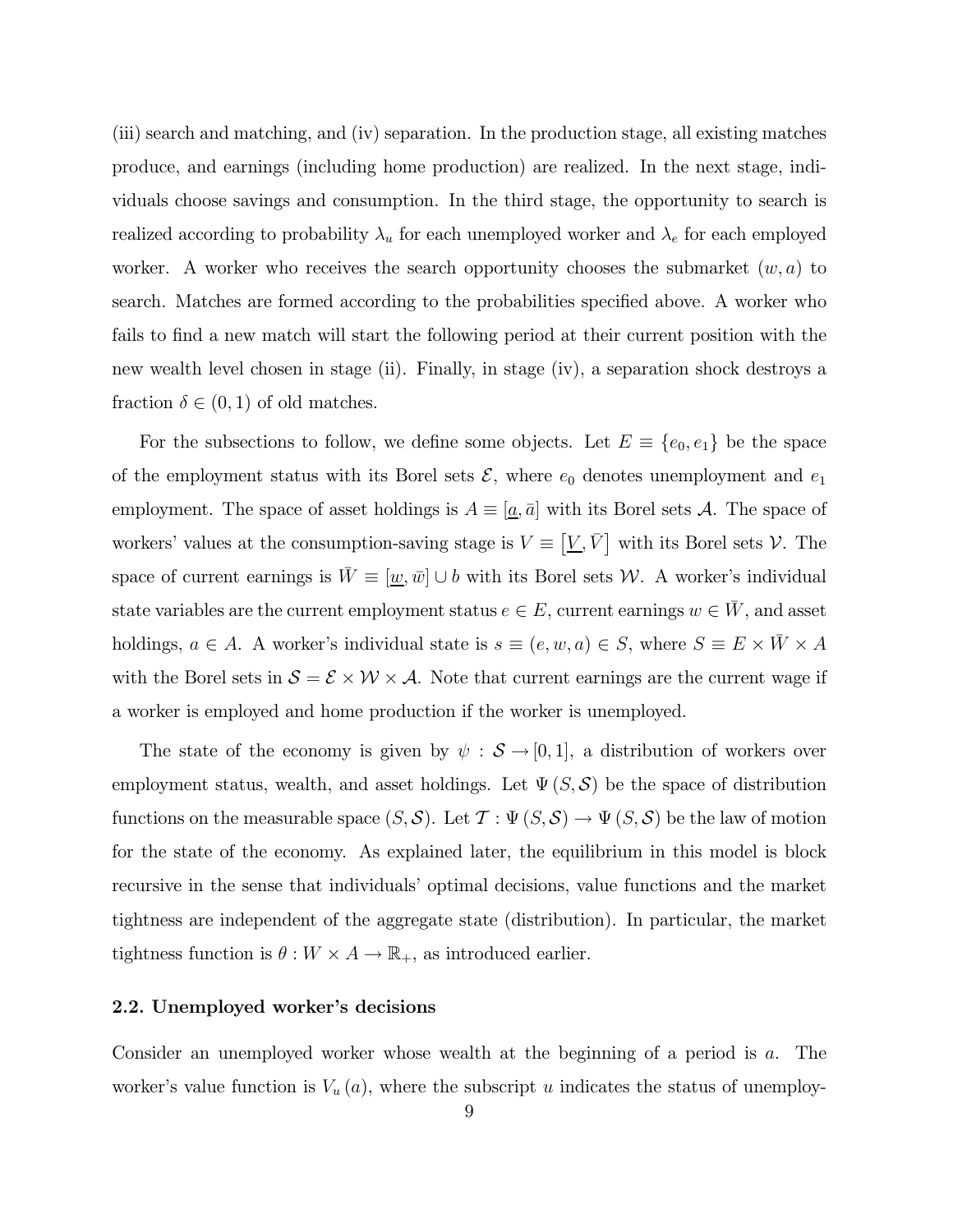(iii) search and matching, and (iv) separation. In the production stage, all existing matches produce, and earnings (including home production) are realized. In the next stage, individuals choose savings and consumption. In the third stage, the opportunity to search is realized according to probability $\lambda_u$ for each unemployed worker and $\lambda_e$ for each employed worker. A worker who receives the search opportunity chooses the submarket $(w, a)$ to search. Matches are formed according to the probabilities specified above. A worker who fails to find a new match will start the following period at their current position with the new wealth level chosen in stage (ii). Finally, in stage (iv), a separation shock destroys a fraction $\delta \in (0, 1)$ of old matches.

For the subsections to follow, we define some objects. Let $E \equiv \{e_0, e_1\}$ be the space of the employment status with its Borel sets $\mathcal{E}$, where $e_0$ denotes unemployment and $e_1$ employment. The space of asset holdings is $A \equiv [\underline{a}, \bar{a}]$ with its Borel sets $\mathcal{A}$. The space of workers' values at the consumption-saving stage is $V \equiv [\underline{V}, \bar{V}]$ with its Borel sets $\mathcal{V}$. The space of current earnings is $\bar{W} \equiv [\underline{w}, \bar{w}] \cup b$ with its Borel sets $\mathcal{W}$. A worker's individual state variables are the current employment status $e \in E$, current earnings $w \in \bar{W}$, and asset holdings, $a \in A$. A worker's individual state is $s \equiv (e, w, a) \in S$, where $S \equiv E \times \bar{W} \times A$ with the Borel sets in $\mathcal{S} = \mathcal{E} \times \mathcal{W} \times \mathcal{A}$. Note that current earnings are the current wage if a worker is employed and home production if the worker is unemployed.

The state of the economy is given by $\psi : \mathcal{S} \rightarrow [0, 1]$, a distribution of workers over employment status, wealth, and asset holdings. Let $\Psi(S, \mathcal{S})$ be the space of distribution functions on the measurable space $(S, \mathcal{S})$. Let $\mathcal{T} : \Psi(S, \mathcal{S}) \rightarrow \Psi(S, \mathcal{S})$ be the law of motion for the state of the economy. As explained later, the equilibrium in this model is block recursive in the sense that individuals' optimal decisions, value functions and the market tightness are independent of the aggregate state (distribution). In particular, the market tightness function is $\theta : W \times A \rightarrow \mathbb{R}_+$, as introduced earlier.

### 2.2. Unemployed worker's decisions

Consider an unemployed worker whose wealth at the beginning of a period is $a$. The worker's value function is $V_u(a)$, where the subscript $u$ indicates the status of unemploy-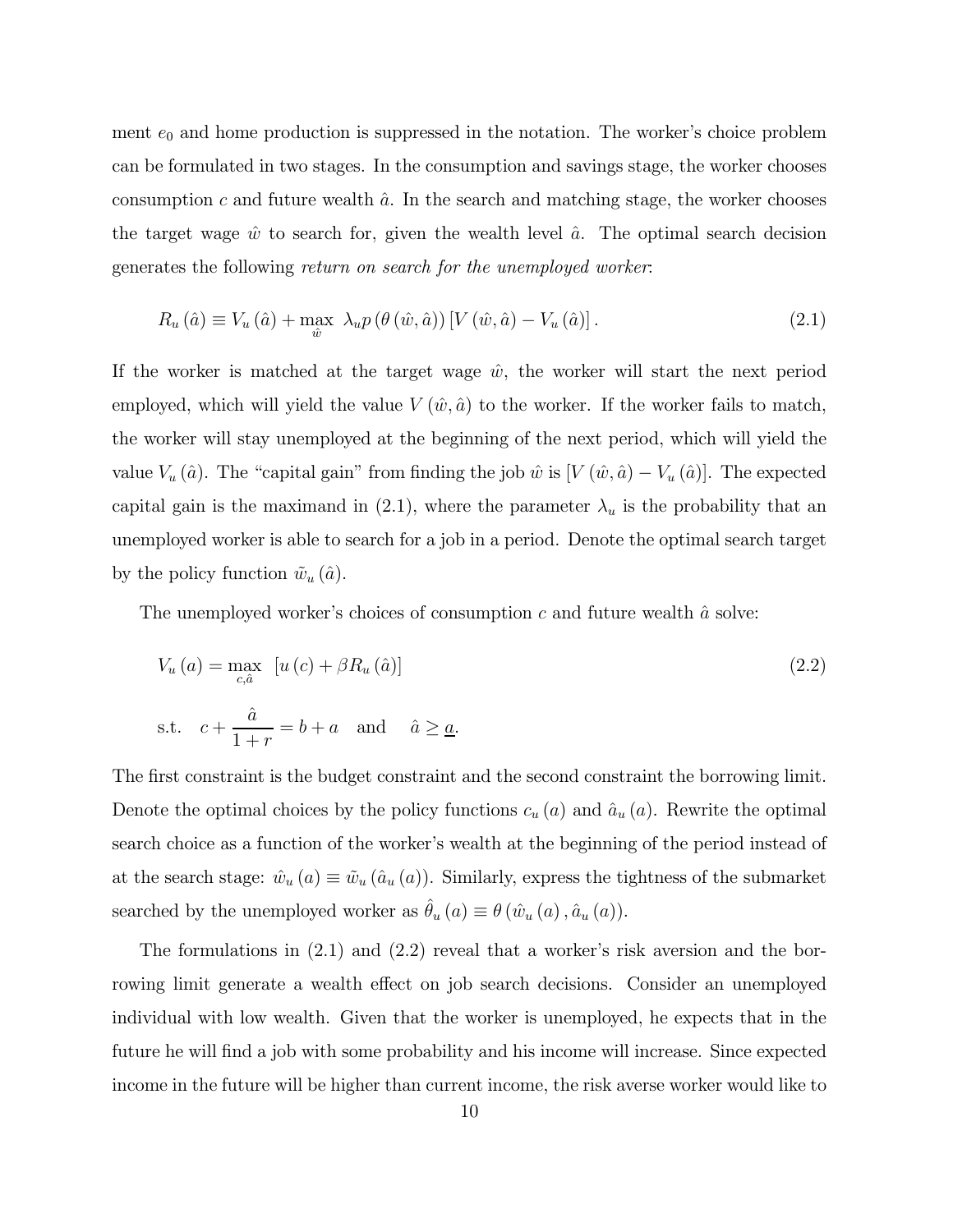ment $e_0$ and home production is suppressed in the notation. The worker's choice problem can be formulated in two stages. In the consumption and savings stage, the worker chooses consumption $c$ and future wealth $\hat{a}$. In the search and matching stage, the worker chooses the target wage $\hat{w}$ to search for, given the wealth level $\hat{a}$. The optimal search decision generates the following *return on search for the unemployed worker*:

$$R_u(\hat{a}) \equiv V_u(\hat{a}) + \max_{\hat{w}} \ \lambda_u p(\theta(\hat{w}, \hat{a}))[V(\hat{w}, \hat{a}) - V_u(\hat{a})]. \tag{2.1}$$

If the worker is matched at the target wage $\hat{w}$, the worker will start the next period employed, which will yield the value $V(\hat{w}, \hat{a})$ to the worker. If the worker fails to match, the worker will stay unemployed at the beginning of the next period, which will yield the value $V_u(\hat{a})$. The "capital gain" from finding the job $\hat{w}$ is $[V(\hat{w}, \hat{a}) - V_u(\hat{a})]$. The expected capital gain is the maximand in (2.1), where the parameter $\lambda_u$ is the probability that an unemployed worker is able to search for a job in a period. Denote the optimal search target by the policy function $\tilde{w}_u(\hat{a})$.

The unemployed worker's choices of consumption $c$ and future wealth $\hat{a}$ solve:

$$V_u(a) = \max_{c, \hat{a}} \ [u(c) + \beta R_u(\hat{a})] \tag{2.2}$$

$$\text{s.t.} \quad c + \frac{\hat{a}}{1+r} = b + a \quad \text{and} \quad \hat{a} \geq \underline{a}.$$

The first constraint is the budget constraint and the second constraint the borrowing limit. Denote the optimal choices by the policy functions $c_u(a)$ and $\hat{a}_u(a)$. Rewrite the optimal search choice as a function of the worker's wealth at the beginning of the period instead of at the search stage: $\hat{w}_u(a) \equiv \tilde{w}_u(\hat{a}_u(a))$. Similarly, express the tightness of the submarket searched by the unemployed worker as $\hat{\theta}_u(a) \equiv \theta(\hat{w}_u(a), \hat{a}_u(a))$.

The formulations in (2.1) and (2.2) reveal that a worker's risk aversion and the borrowing limit generate a wealth effect on job search decisions. Consider an unemployed individual with low wealth. Given that the worker is unemployed, he expects that in the future he will find a job with some probability and his income will increase. Since expected income in the future will be higher than current income, the risk averse worker would like to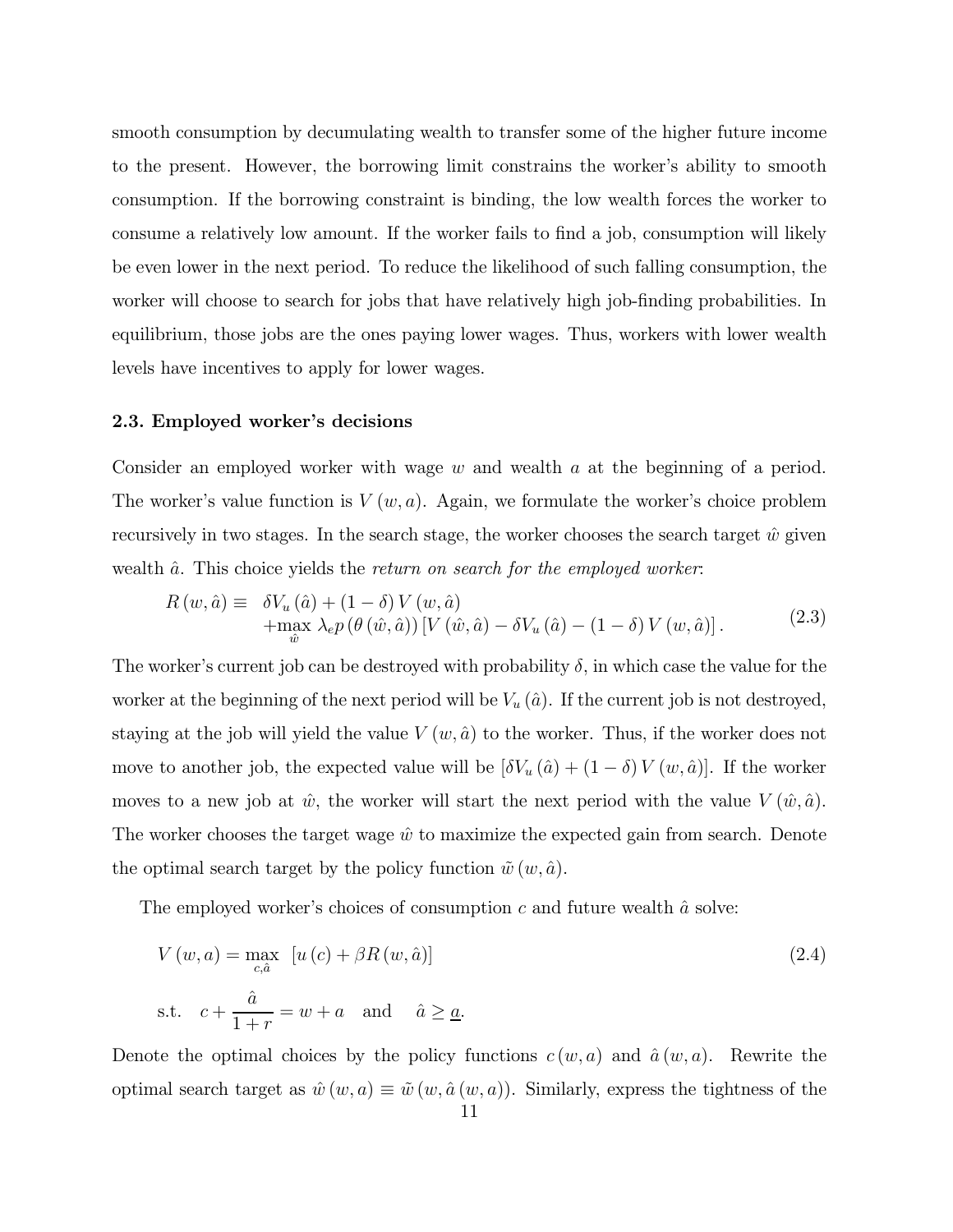smooth consumption by decumulating wealth to transfer some of the higher future income to the present. However, the borrowing limit constrains the worker's ability to smooth consumption. If the borrowing constraint is binding, the low wealth forces the worker to consume a relatively low amount. If the worker fails to find a job, consumption will likely be even lower in the next period. To reduce the likelihood of such falling consumption, the worker will choose to search for jobs that have relatively high job-finding probabilities. In equilibrium, those jobs are the ones paying lower wages. Thus, workers with lower wealth levels have incentives to apply for lower wages.

### 2.3. Employed worker's decisions

Consider an employed worker with wage $w$ and wealth $a$ at the beginning of a period. The worker's value function is $V(w,a)$. Again, we formulate the worker's choice problem recursively in two stages. In the search stage, the worker chooses the search target $\hat{w}$ given wealth $\hat{a}$. This choice yields the *return on search for the employed worker*:

$$
\begin{aligned}
R(w,\hat{a}) \equiv \; & \delta V_u(\hat{a}) + (1-\delta) V(w,\hat{a}) \\
& + \max_{\hat{w}} \lambda_e p(\theta(\hat{w},\hat{a})) \left[ V(\hat{w},\hat{a}) - \delta V_u(\hat{a}) - (1-\delta) V(w,\hat{a}) \right].
\end{aligned} \tag{2.3}
$$

The worker's current job can be destroyed with probability $\delta$, in which case the value for the worker at the beginning of the next period will be $V_u(\hat{a})$. If the current job is not destroyed, staying at the job will yield the value $V(w,\hat{a})$ to the worker. Thus, if the worker does not move to another job, the expected value will be $[\delta V_u(\hat{a}) + (1-\delta) V(w,\hat{a})]$. If the worker moves to a new job at $\hat{w}$, the worker will start the next period with the value $V(\hat{w},\hat{a})$. The worker chooses the target wage $\hat{w}$ to maximize the expected gain from search. Denote the optimal search target by the policy function $\tilde{w}(w,\hat{a})$.

The employed worker's choices of consumption $c$ and future wealth $\hat{a}$ solve:

$$
V(w,a) = \max_{c,\hat{a}} \; [u(c) + \beta R(w,\hat{a})] \tag{2.4}
$$

$$
\text{s.t.} \quad c + \frac{\hat{a}}{1+r} = w + a \quad \text{and} \quad \hat{a} \geq \underline{a}.
$$

Denote the optimal choices by the policy functions $c(w,a)$ and $\hat{a}(w,a)$. Rewrite the optimal search target as $\hat{w}(w,a) \equiv \tilde{w}(w,\hat{a}(w,a))$. Similarly, express the tightness of the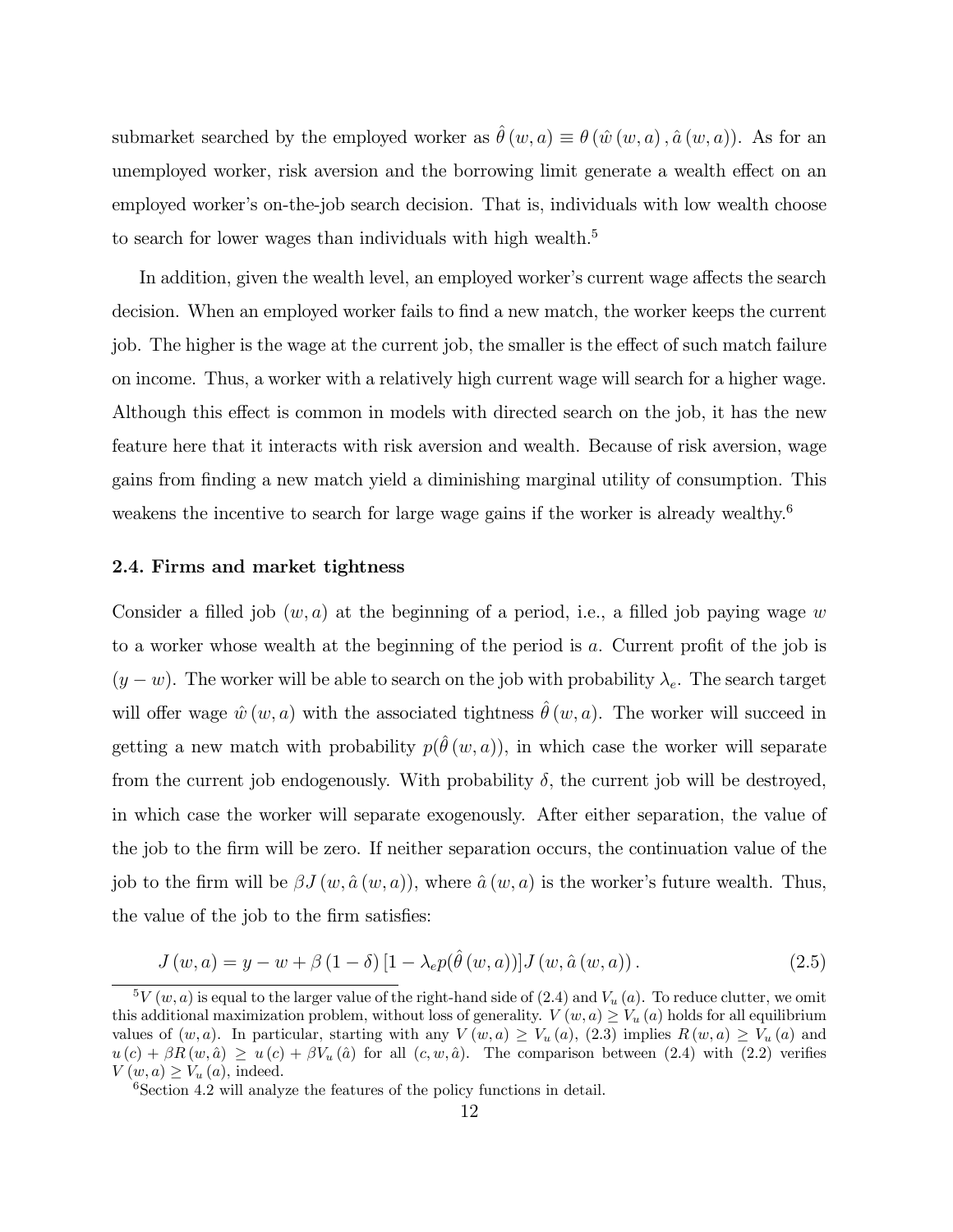submarket searched by the employed worker as $\hat{\theta}(w,a) \equiv \theta(\hat{w}(w,a), \hat{a}(w,a))$. As for an unemployed worker, risk aversion and the borrowing limit generate a wealth effect on an employed worker's on-the-job search decision. That is, individuals with low wealth choose to search for lower wages than individuals with high wealth.[5]

In addition, given the wealth level, an employed worker's current wage affects the search decision. When an employed worker fails to find a new match, the worker keeps the current job. The higher is the wage at the current job, the smaller is the effect of such match failure on income. Thus, a worker with a relatively high current wage will search for a higher wage. Although this effect is common in models with directed search on the job, it has the new feature here that it interacts with risk aversion and wealth. Because of risk aversion, wage gains from finding a new match yield a diminishing marginal utility of consumption. This weakens the incentive to search for large wage gains if the worker is already wealthy.[6]

### 2.4. Firms and market tightness

Consider a filled job $(w,a)$ at the beginning of a period, i.e., a filled job paying wage $w$ to a worker whose wealth at the beginning of the period is $a$. Current profit of the job is $(y-w)$. The worker will be able to search on the job with probability $\lambda_e$. The search target will offer wage $\hat{w}(w,a)$ with the associated tightness $\hat{\theta}(w,a)$. The worker will succeed in getting a new match with probability $p(\hat{\theta}(w,a))$, in which case the worker will separate from the current job endogenously. With probability $\delta$, the current job will be destroyed, in which case the worker will separate exogenously. After either separation, the value of the job to the firm will be zero. If neither separation occurs, the continuation value of the job to the firm will be $\beta J(w, \hat{a}(w,a))$, where $\hat{a}(w,a)$ is the worker's future wealth. Thus, the value of the job to the firm satisfies:

$$J(w,a) = y - w + \beta(1-\delta)[1 - \lambda_e p(\hat{\theta}(w,a))] J(w, \hat{a}(w,a)). \tag{2.5}$$

[5] $V(w,a)$ is equal to the larger value of the right-hand side of (2.4) and $V_u(a)$. To reduce clutter, we omit this additional maximization problem, without loss of generality. $V(w,a) \geq V_u(a)$ holds for all equilibrium values of $(w,a)$. In particular, starting with any $V(w,a) \geq V_u(a)$, (2.3) implies $R(w,a) \geq V_u(a)$ and $u(c) + \beta R(w,\hat{a}) \geq u(c) + \beta V_u(\hat{a})$ for all $(c,w,\hat{a})$. The comparison between (2.4) with (2.2) verifies $V(w,a) \geq V_u(a)$, indeed.

[6] Section 4.2 will analyze the features of the policy functions in detail.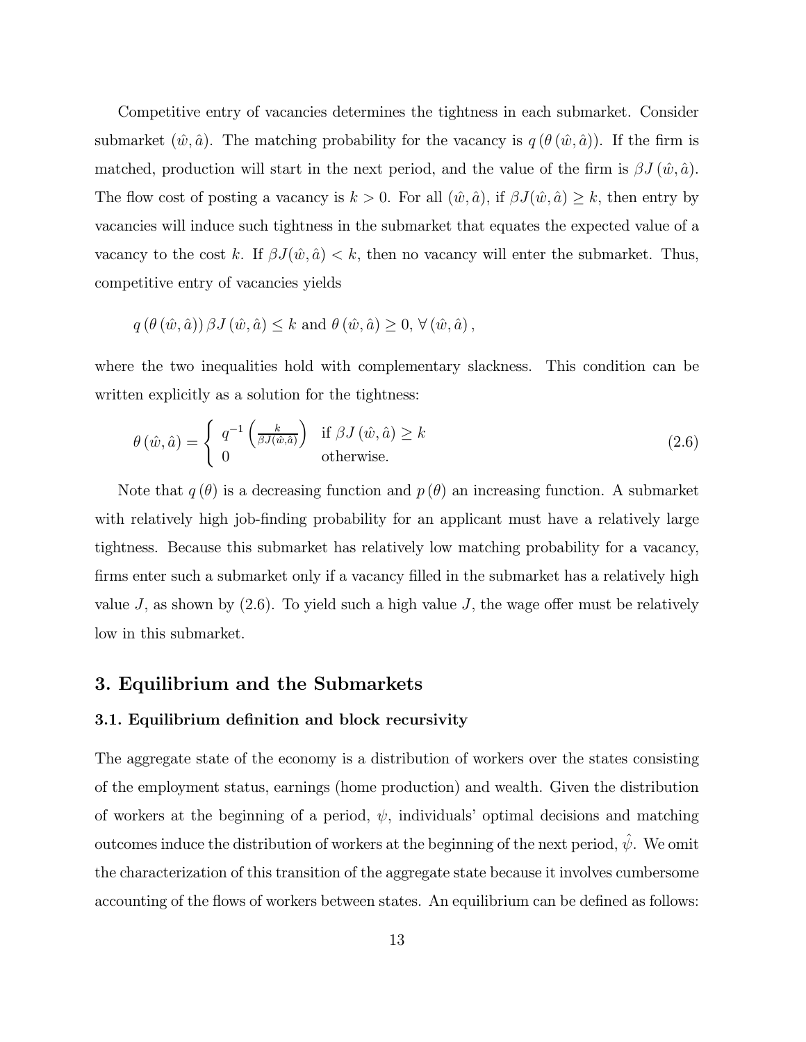Competitive entry of vacancies determines the tightness in each submarket. Consider submarket $(\hat{w}, \hat{a})$. The matching probability for the vacancy is $q(\theta(\hat{w}, \hat{a}))$. If the firm is matched, production will start in the next period, and the value of the firm is $\beta J(\hat{w}, \hat{a})$. The flow cost of posting a vacancy is $k > 0$. For all $(\hat{w}, \hat{a})$, if $\beta J(\hat{w}, \hat{a}) \geq k$, then entry by vacancies will induce such tightness in the submarket that equates the expected value of a vacancy to the cost $k$. If $\beta J(\hat{w}, \hat{a}) < k$, then no vacancy will enter the submarket. Thus, competitive entry of vacancies yields

$$q(\theta(\hat{w}, \hat{a})) \beta J(\hat{w}, \hat{a}) \leq k \text{ and } \theta(\hat{w}, \hat{a}) \geq 0, \forall (\hat{w}, \hat{a}),$$

where the two inequalities hold with complementary slackness. This condition can be written explicitly as a solution for the tightness:

$$\theta(\hat{w}, \hat{a}) = \begin{cases} q^{-1}\left(\frac{k}{\beta J(\hat{w}, \hat{a})}\right) & \text{if } \beta J(\hat{w}, \hat{a}) \geq k \\ 0 & \text{otherwise.} \end{cases} \tag{2.6}$$

Note that $q(\theta)$ is a decreasing function and $p(\theta)$ an increasing function. A submarket with relatively high job-finding probability for an applicant must have a relatively large tightness. Because this submarket has relatively low matching probability for a vacancy, firms enter such a submarket only if a vacancy filled in the submarket has a relatively high value $J$, as shown by (2.6). To yield such a high value $J$, the wage offer must be relatively low in this submarket.

## 3. Equilibrium and the Submarkets

### 3.1. Equilibrium definition and block recursivity

The aggregate state of the economy is a distribution of workers over the states consisting of the employment status, earnings (home production) and wealth. Given the distribution of workers at the beginning of a period, $\psi$, individuals' optimal decisions and matching outcomes induce the distribution of workers at the beginning of the next period, $\hat{\psi}$. We omit the characterization of this transition of the aggregate state because it involves cumbersome accounting of the flows of workers between states. An equilibrium can be defined as follows: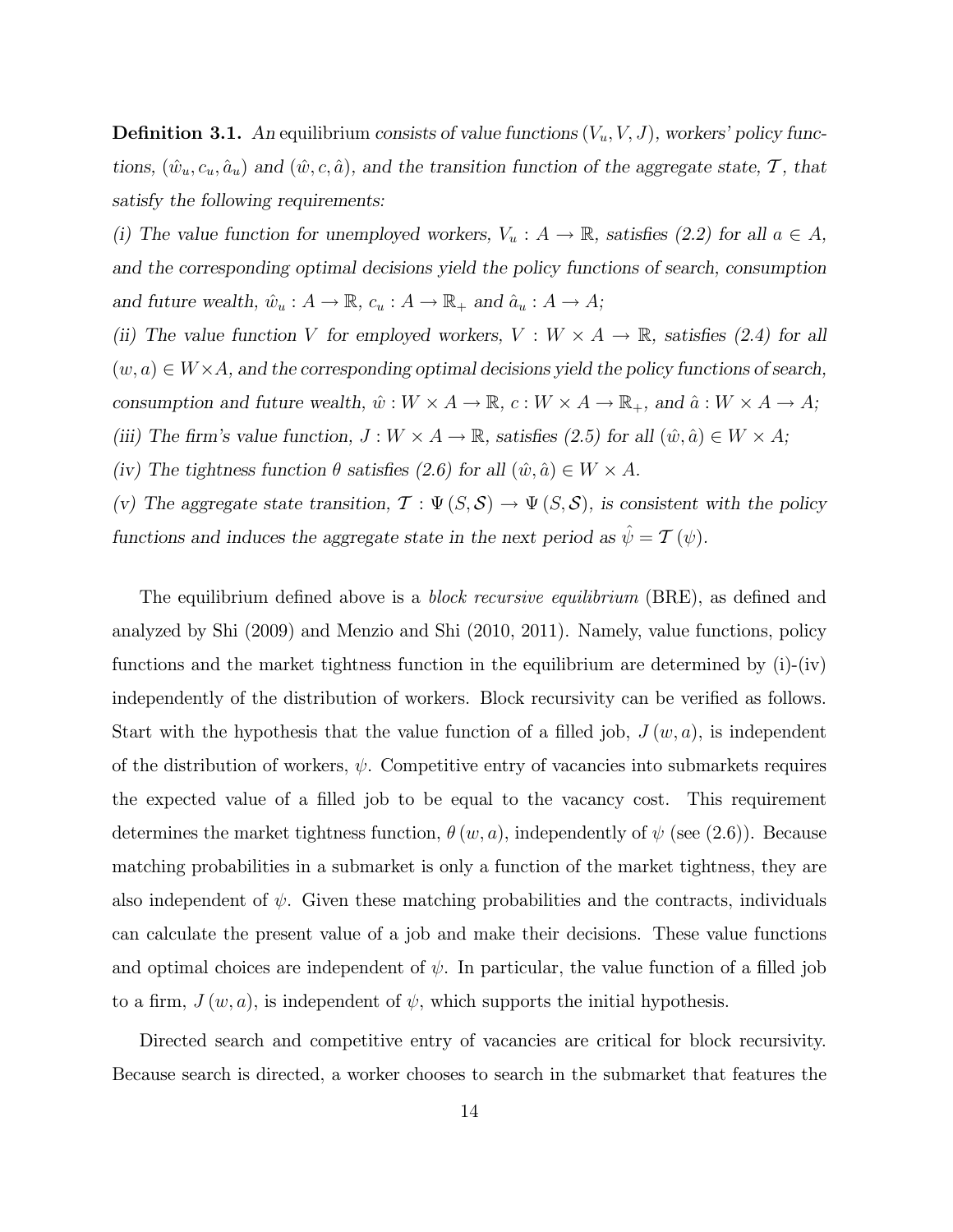**Definition 3.1.** *An* equilibrium *consists of value functions $(V_u, V, J)$, workers' policy functions, $(\hat{w}_u, c_u, \hat{a}_u)$ and $(\hat{w}, c, \hat{a})$, and the transition function of the aggregate state, $\mathcal{T}$, that satisfy the following requirements:*

*(i) The value function for unemployed workers, $V_u : A \to \mathbb{R}$, satisfies (2.2) for all $a \in A$, and the corresponding optimal decisions yield the policy functions of search, consumption and future wealth, $\hat{w}_u : A \to \mathbb{R}$, $c_u : A \to \mathbb{R}_+$ and $\hat{a}_u : A \to A$;*

*(ii) The value function $V$ for employed workers, $V : W \times A \to \mathbb{R}$, satisfies (2.4) for all $(w, a) \in W \times A$, and the corresponding optimal decisions yield the policy functions of search, consumption and future wealth, $\hat{w} : W \times A \to \mathbb{R}$, $c : W \times A \to \mathbb{R}_+$, and $\hat{a} : W \times A \to A$;*

*(iii) The firm's value function, $J : W \times A \to \mathbb{R}$, satisfies (2.5) for all $(\hat{w}, \hat{a}) \in W \times A$;*

*(iv) The tightness function $\theta$ satisfies (2.6) for all $(\hat{w}, \hat{a}) \in W \times A$.*

*(v) The aggregate state transition, $\mathcal{T} : \Psi(S, \mathcal{S}) \to \Psi(S, \mathcal{S})$, is consistent with the policy functions and induces the aggregate state in the next period as $\hat{\psi} = \mathcal{T}(\psi)$.*

The equilibrium defined above is a *block recursive equilibrium* (BRE), as defined and analyzed by Shi (2009) and Menzio and Shi (2010, 2011). Namely, value functions, policy functions and the market tightness function in the equilibrium are determined by (i)-(iv) independently of the distribution of workers. Block recursivity can be verified as follows. Start with the hypothesis that the value function of a filled job, $J(w, a)$, is independent of the distribution of workers, $\psi$. Competitive entry of vacancies into submarkets requires the expected value of a filled job to be equal to the vacancy cost. This requirement determines the market tightness function, $\theta(w, a)$, independently of $\psi$ (see (2.6)). Because matching probabilities in a submarket is only a function of the market tightness, they are also independent of $\psi$. Given these matching probabilities and the contracts, individuals can calculate the present value of a job and make their decisions. These value functions and optimal choices are independent of $\psi$. In particular, the value function of a filled job to a firm, $J(w, a)$, is independent of $\psi$, which supports the initial hypothesis.

Directed search and competitive entry of vacancies are critical for block recursivity. Because search is directed, a worker chooses to search in the submarket that features the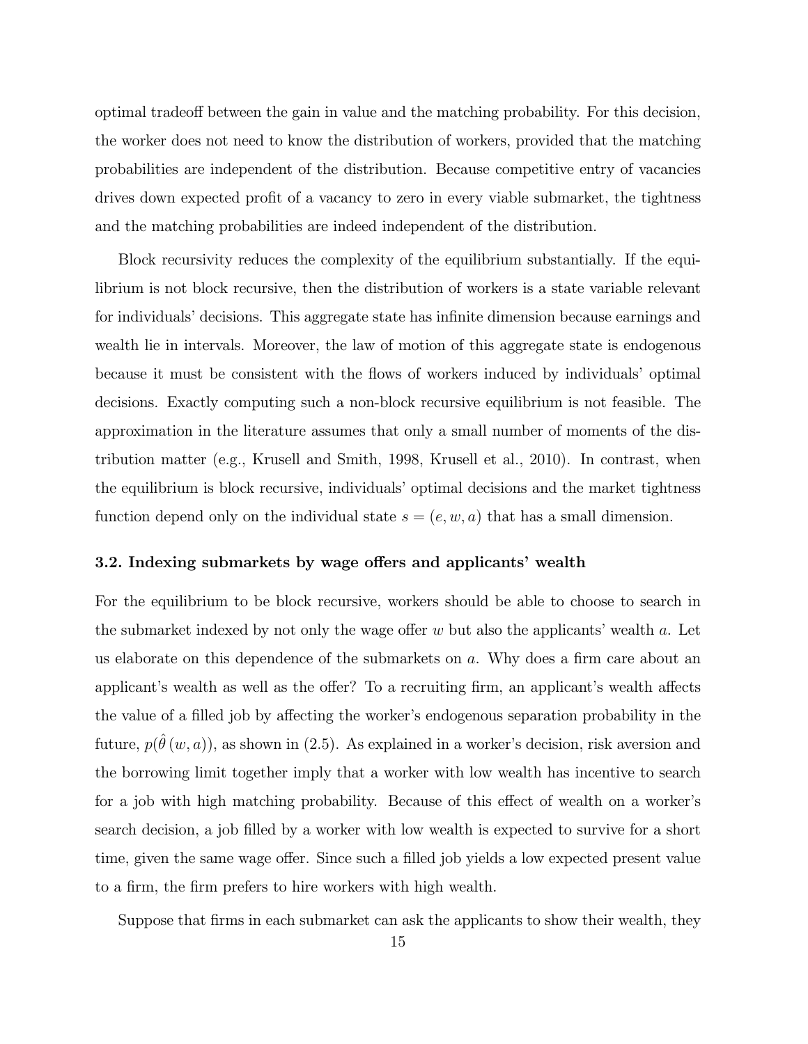optimal tradeoff between the gain in value and the matching probability. For this decision, the worker does not need to know the distribution of workers, provided that the matching probabilities are independent of the distribution. Because competitive entry of vacancies drives down expected profit of a vacancy to zero in every viable submarket, the tightness and the matching probabilities are indeed independent of the distribution.

Block recursivity reduces the complexity of the equilibrium substantially. If the equilibrium is not block recursive, then the distribution of workers is a state variable relevant for individuals' decisions. This aggregate state has infinite dimension because earnings and wealth lie in intervals. Moreover, the law of motion of this aggregate state is endogenous because it must be consistent with the flows of workers induced by individuals' optimal decisions. Exactly computing such a non-block recursive equilibrium is not feasible. The approximation in the literature assumes that only a small number of moments of the distribution matter (e.g., Krusell and Smith, 1998, Krusell et al., 2010). In contrast, when the equilibrium is block recursive, individuals' optimal decisions and the market tightness function depend only on the individual state $s = (e, w, a)$ that has a small dimension.

### 3.2. Indexing submarkets by wage offers and applicants' wealth

For the equilibrium to be block recursive, workers should be able to choose to search in the submarket indexed by not only the wage offer $w$ but also the applicants' wealth $a$. Let us elaborate on this dependence of the submarkets on $a$. Why does a firm care about an applicant's wealth as well as the offer? To a recruiting firm, an applicant's wealth affects the value of a filled job by affecting the worker's endogenous separation probability in the future, $p(\hat{\theta}(w, a))$, as shown in (2.5). As explained in a worker's decision, risk aversion and the borrowing limit together imply that a worker with low wealth has incentive to search for a job with high matching probability. Because of this effect of wealth on a worker's search decision, a job filled by a worker with low wealth is expected to survive for a short time, given the same wage offer. Since such a filled job yields a low expected present value to a firm, the firm prefers to hire workers with high wealth.

Suppose that firms in each submarket can ask the applicants to show their wealth, they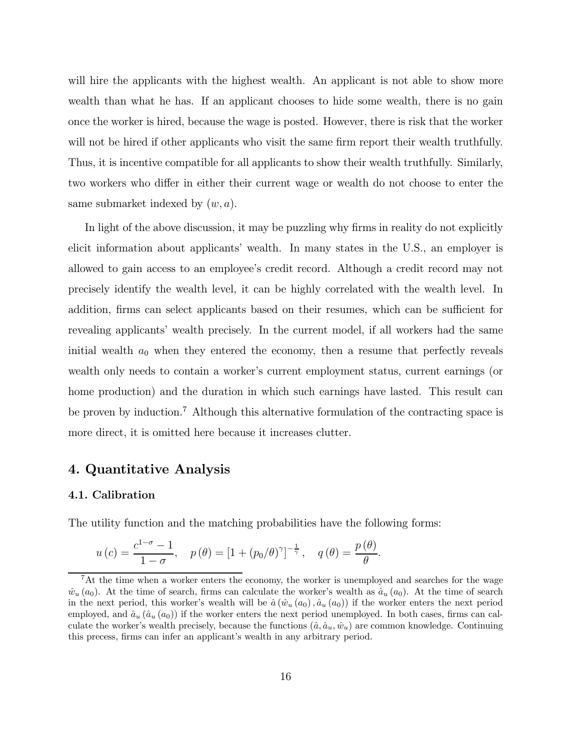will hire the applicants with the highest wealth. An applicant is not able to show more wealth than what he has. If an applicant chooses to hide some wealth, there is no gain once the worker is hired, because the wage is posted. However, there is risk that the worker will not be hired if other applicants who visit the same firm report their wealth truthfully. Thus, it is incentive compatible for all applicants to show their wealth truthfully. Similarly, two workers who differ in either their current wage or wealth do not choose to enter the same submarket indexed by $(w, a)$.

In light of the above discussion, it may be puzzling why firms in reality do not explicitly elicit information about applicants' wealth. In many states in the U.S., an employer is allowed to gain access to an employee's credit record. Although a credit record may not precisely identify the wealth level, it can be highly correlated with the wealth level. In addition, firms can select applicants based on their resumes, which can be sufficient for revealing applicants' wealth precisely. In the current model, if all workers had the same initial wealth $a_0$ when they entered the economy, then a resume that perfectly reveals wealth only needs to contain a worker's current employment status, current earnings (or home production) and the duration in which such earnings have lasted. This result can be proven by induction.[7] Although this alternative formulation of the contracting space is more direct, it is omitted here because it increases clutter.

## 4. Quantitative Analysis

### 4.1. Calibration

The utility function and the matching probabilities have the following forms:

$$u(c) = \frac{c^{1-\sigma} - 1}{1 - \sigma}, \quad p(\theta) = \left[1 + (p_0/\theta)^{\gamma}\right]^{-\frac{1}{\gamma}}, \quad q(\theta) = \frac{p(\theta)}{\theta}.$$

[7] At the time when a worker enters the economy, the worker is unemployed and searches for the wage $\hat{w}_u(a_0)$. At the time of search, firms can calculate the worker's wealth as $\hat{a}_u(a_0)$. At the time of search in the next period, this worker's wealth will be $\hat{a}(\hat{w}_u(a_0), \hat{a}_u(a_0))$ if the worker enters the next period employed, and $\hat{a}_u(\hat{a}_u(a_0))$ if the worker enters the next period unemployed. In both cases, firms can calculate the worker's wealth precisely, because the functions $(\hat{a}, \hat{a}_u, \hat{w}_u)$ are common knowledge. Continuing this precess, firms can infer an applicant's wealth in any arbitrary period.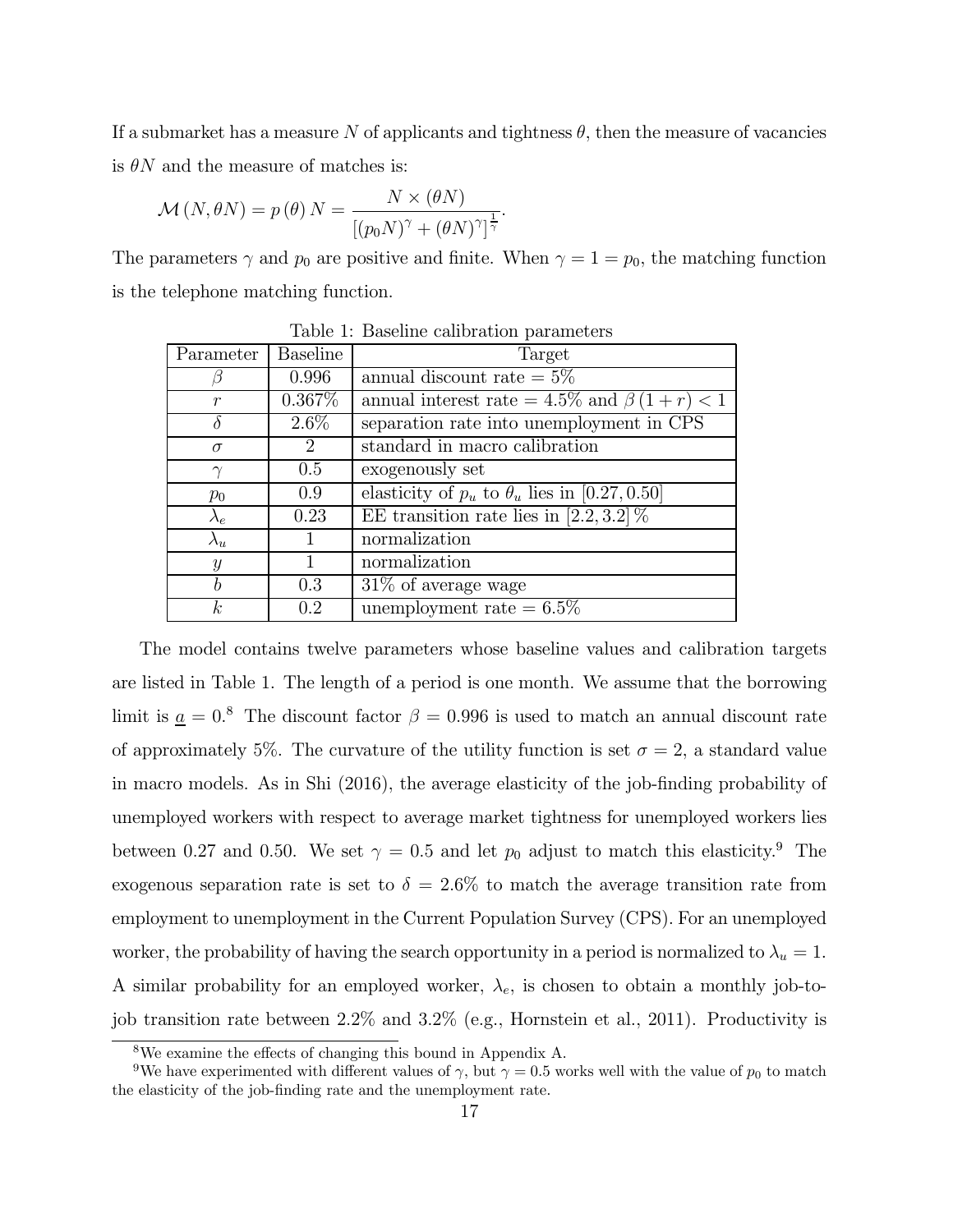If a submarket has a measure $N$ of applicants and tightness $\theta$, then the measure of vacancies is $\theta N$ and the measure of matches is:

$$\mathcal{M}(N, \theta N) = p(\theta) N = \frac{N \times (\theta N)}{[(p_0 N)^\gamma + (\theta N)^\gamma]^{\frac{1}{\gamma}}}.$$

The parameters $\gamma$ and $p_0$ are positive and finite. When $\gamma = 1 = p_0$, the matching function is the telephone matching function.

Table 1: Baseline calibration parameters

| Parameter | Baseline | Target |
|---|---|---|
| $\beta$ | 0.996 | annual discount rate = 5% |
| $r$ | 0.367% | annual interest rate = 4.5% and $\beta(1+r) < 1$ |
| $\delta$ | 2.6% | separation rate into unemployment in CPS |
| $\sigma$ | 2 | standard in macro calibration |
| $\gamma$ | 0.5 | exogenously set |
| $p_0$ | 0.9 | elasticity of $p_u$ to $\theta_u$ lies in $[0.27, 0.50]$ |
| $\lambda_e$ | 0.23 | EE transition rate lies in $[2.2, 3.2]$ % |
| $\lambda_u$ | 1 | normalization |
| $y$ | 1 | normalization |
| $b$ | 0.3 | 31% of average wage |
| $k$ | 0.2 | unemployment rate = 6.5% |

The model contains twelve parameters whose baseline values and calibration targets are listed in Table 1. The length of a period is one month. We assume that the borrowing limit is $\underline{a} = 0$.[8] The discount factor $\beta = 0.996$ is used to match an annual discount rate of approximately 5%. The curvature of the utility function is set $\sigma = 2$, a standard value in macro models. As in Shi (2016), the average elasticity of the job-finding probability of unemployed workers with respect to average market tightness for unemployed workers lies between 0.27 and 0.50. We set $\gamma = 0.5$ and let $p_0$ adjust to match this elasticity.[9] The exogenous separation rate is set to $\delta = 2.6\%$ to match the average transition rate from employment to unemployment in the Current Population Survey (CPS). For an unemployed worker, the probability of having the search opportunity in a period is normalized to $\lambda_u = 1$. A similar probability for an employed worker, $\lambda_e$, is chosen to obtain a monthly job-to-job transition rate between 2.2% and 3.2% (e.g., Hornstein et al., 2011). Productivity is

[8] We examine the effects of changing this bound in Appendix A.

[9] We have experimented with different values of $\gamma$, but $\gamma = 0.5$ works well with the value of $p_0$ to match the elasticity of the job-finding rate and the unemployment rate.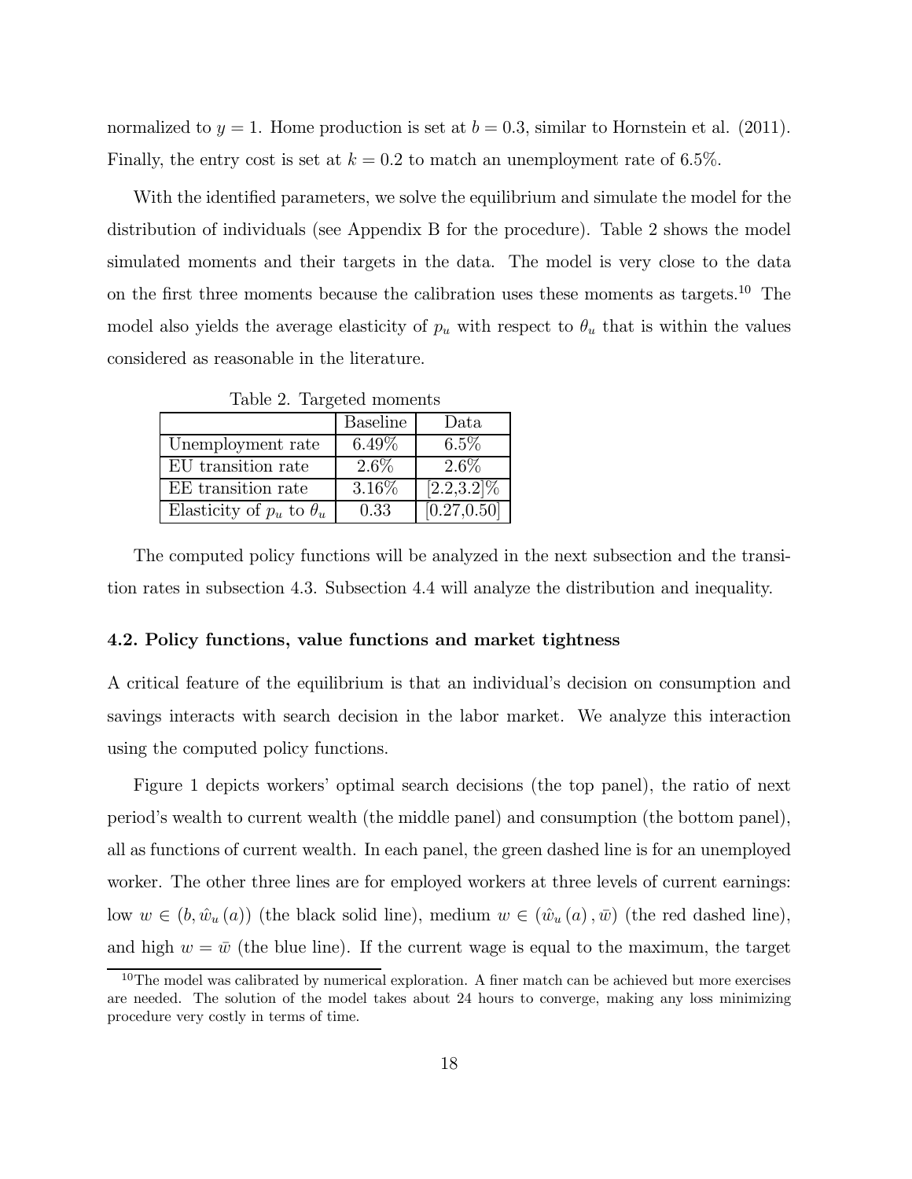normalized to $y = 1$. Home production is set at $b = 0.3$, similar to Hornstein et al. (2011). Finally, the entry cost is set at $k = 0.2$ to match an unemployment rate of 6.5%.

With the identified parameters, we solve the equilibrium and simulate the model for the distribution of individuals (see Appendix B for the procedure). Table 2 shows the model simulated moments and their targets in the data. The model is very close to the data on the first three moments because the calibration uses these moments as targets.[10] The model also yields the average elasticity of $p_u$ with respect to $\theta_u$ that is within the values considered as reasonable in the literature.

Table 2. Targeted moments

| | Baseline | Data |
|---|---|---|
| Unemployment rate | 6.49% | 6.5% |
| EU transition rate | 2.6% | 2.6% |
| EE transition rate | 3.16% | [2.2,3.2]% |
| Elasticity of $p_u$ to $\theta_u$ | 0.33 | [0.27,0.50] |

The computed policy functions will be analyzed in the next subsection and the transition rates in subsection 4.3. Subsection 4.4 will analyze the distribution and inequality.

### 4.2. Policy functions, value functions and market tightness

A critical feature of the equilibrium is that an individual's decision on consumption and savings interacts with search decision in the labor market. We analyze this interaction using the computed policy functions.

Figure 1 depicts workers' optimal search decisions (the top panel), the ratio of next period's wealth to current wealth (the middle panel) and consumption (the bottom panel), all as functions of current wealth. In each panel, the green dashed line is for an unemployed worker. The other three lines are for employed workers at three levels of current earnings: low $w \in (b, \hat{w}_u(a))$ (the black solid line), medium $w \in (\hat{w}_u(a), \bar{w})$ (the red dashed line), and high $w = \bar{w}$ (the blue line). If the current wage is equal to the maximum, the target

[10] The model was calibrated by numerical exploration. A finer match can be achieved but more exercises are needed. The solution of the model takes about 24 hours to converge, making any loss minimizing procedure very costly in terms of time.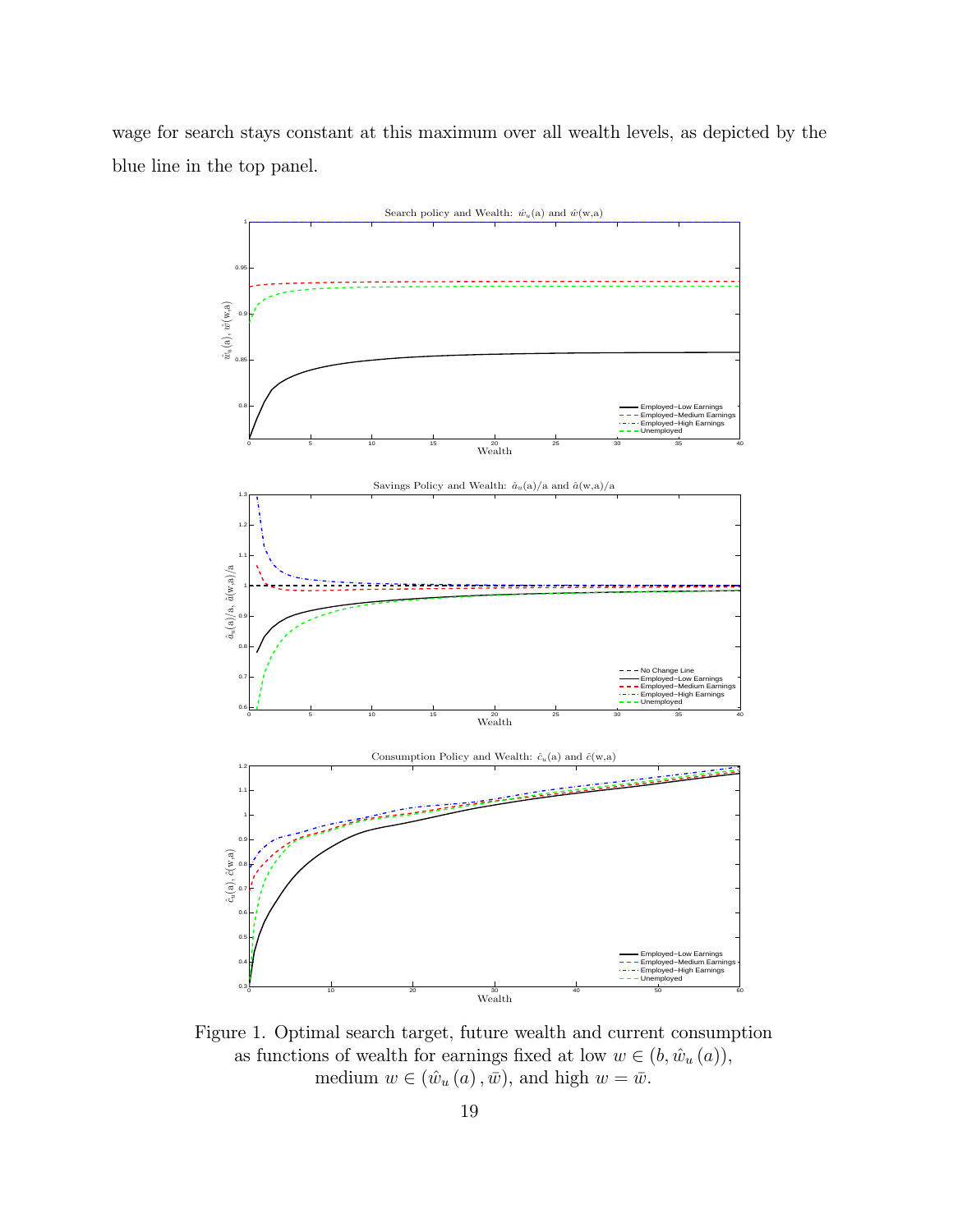wage for search stays constant at this maximum over all wealth levels, as depicted by the blue line in the top panel.

Figure 1. Optimal search target, future wealth and current consumption as functions of wealth for earnings fixed at low $w \in (b, \hat{w}_u(a))$, medium $w \in (\hat{w}_u(a), \bar{w})$, and high $w = \bar{w}$.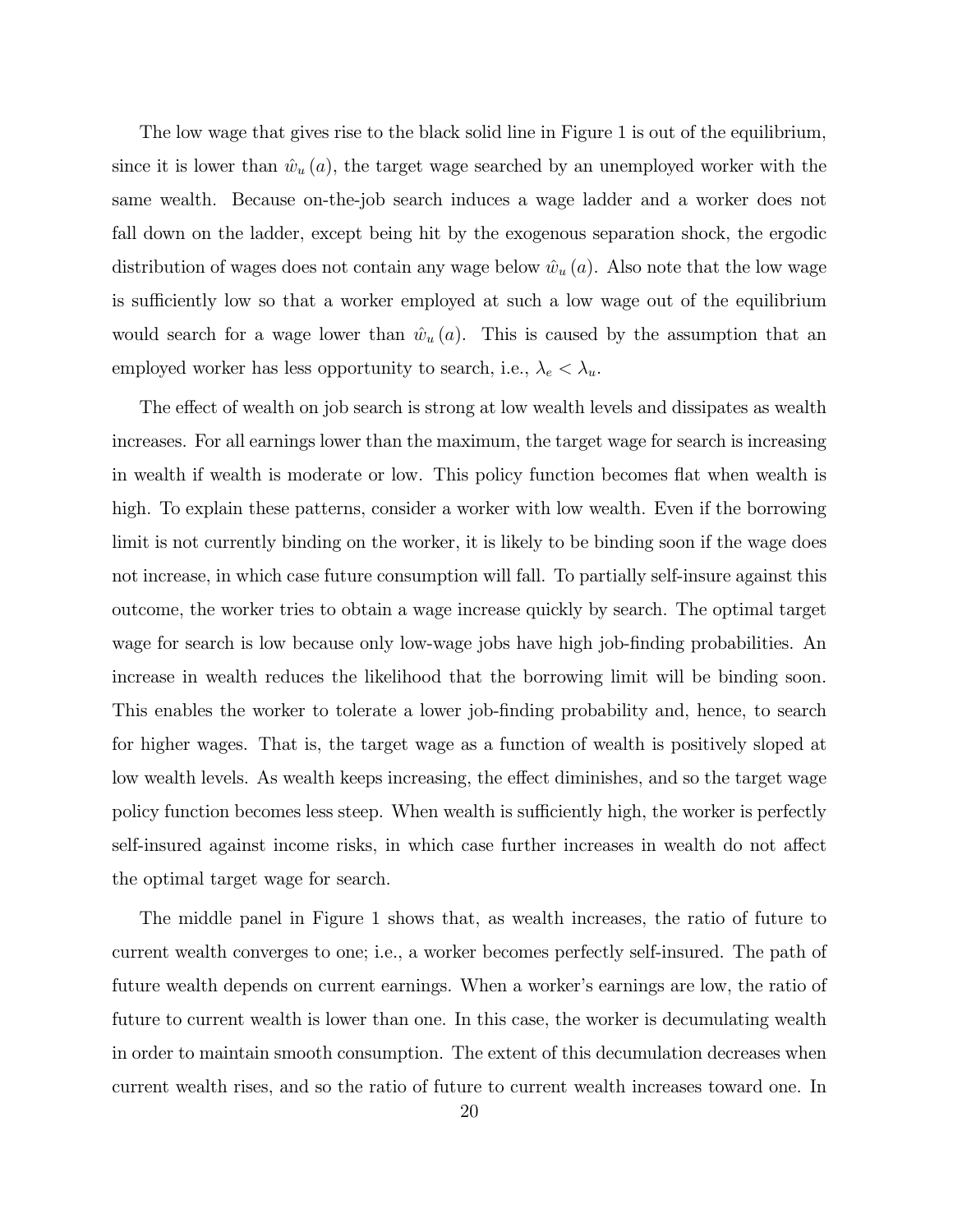The low wage that gives rise to the black solid line in Figure 1 is out of the equilibrium, since it is lower than $\hat{w}_u(a)$, the target wage searched by an unemployed worker with the same wealth. Because on-the-job search induces a wage ladder and a worker does not fall down on the ladder, except being hit by the exogenous separation shock, the ergodic distribution of wages does not contain any wage below $\hat{w}_u(a)$. Also note that the low wage is sufficiently low so that a worker employed at such a low wage out of the equilibrium would search for a wage lower than $\hat{w}_u(a)$. This is caused by the assumption that an employed worker has less opportunity to search, i.e., $\lambda_e < \lambda_u$.

The effect of wealth on job search is strong at low wealth levels and dissipates as wealth increases. For all earnings lower than the maximum, the target wage for search is increasing in wealth if wealth is moderate or low. This policy function becomes flat when wealth is high. To explain these patterns, consider a worker with low wealth. Even if the borrowing limit is not currently binding on the worker, it is likely to be binding soon if the wage does not increase, in which case future consumption will fall. To partially self-insure against this outcome, the worker tries to obtain a wage increase quickly by search. The optimal target wage for search is low because only low-wage jobs have high job-finding probabilities. An increase in wealth reduces the likelihood that the borrowing limit will be binding soon. This enables the worker to tolerate a lower job-finding probability and, hence, to search for higher wages. That is, the target wage as a function of wealth is positively sloped at low wealth levels. As wealth keeps increasing, the effect diminishes, and so the target wage policy function becomes less steep. When wealth is sufficiently high, the worker is perfectly self-insured against income risks, in which case further increases in wealth do not affect the optimal target wage for search.

The middle panel in Figure 1 shows that, as wealth increases, the ratio of future to current wealth converges to one; i.e., a worker becomes perfectly self-insured. The path of future wealth depends on current earnings. When a worker's earnings are low, the ratio of future to current wealth is lower than one. In this case, the worker is decumulating wealth in order to maintain smooth consumption. The extent of this decumulation decreases when current wealth rises, and so the ratio of future to current wealth increases toward one. In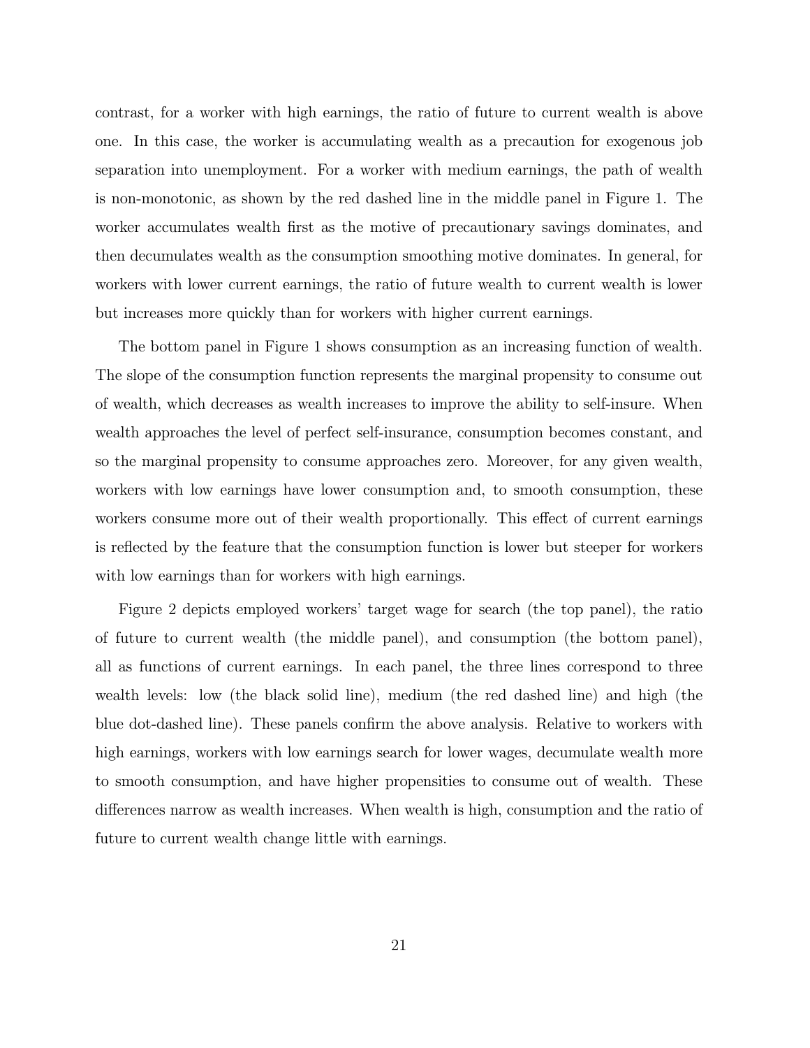contrast, for a worker with high earnings, the ratio of future to current wealth is above one. In this case, the worker is accumulating wealth as a precaution for exogenous job separation into unemployment. For a worker with medium earnings, the path of wealth is non-monotonic, as shown by the red dashed line in the middle panel in Figure 1. The worker accumulates wealth first as the motive of precautionary savings dominates, and then decumulates wealth as the consumption smoothing motive dominates. In general, for workers with lower current earnings, the ratio of future wealth to current wealth is lower but increases more quickly than for workers with higher current earnings.

The bottom panel in Figure 1 shows consumption as an increasing function of wealth. The slope of the consumption function represents the marginal propensity to consume out of wealth, which decreases as wealth increases to improve the ability to self-insure. When wealth approaches the level of perfect self-insurance, consumption becomes constant, and so the marginal propensity to consume approaches zero. Moreover, for any given wealth, workers with low earnings have lower consumption and, to smooth consumption, these workers consume more out of their wealth proportionally. This effect of current earnings is reflected by the feature that the consumption function is lower but steeper for workers with low earnings than for workers with high earnings.

Figure 2 depicts employed workers' target wage for search (the top panel), the ratio of future to current wealth (the middle panel), and consumption (the bottom panel), all as functions of current earnings. In each panel, the three lines correspond to three wealth levels: low (the black solid line), medium (the red dashed line) and high (the blue dot-dashed line). These panels confirm the above analysis. Relative to workers with high earnings, workers with low earnings search for lower wages, decumulate wealth more to smooth consumption, and have higher propensities to consume out of wealth. These differences narrow as wealth increases. When wealth is high, consumption and the ratio of future to current wealth change little with earnings.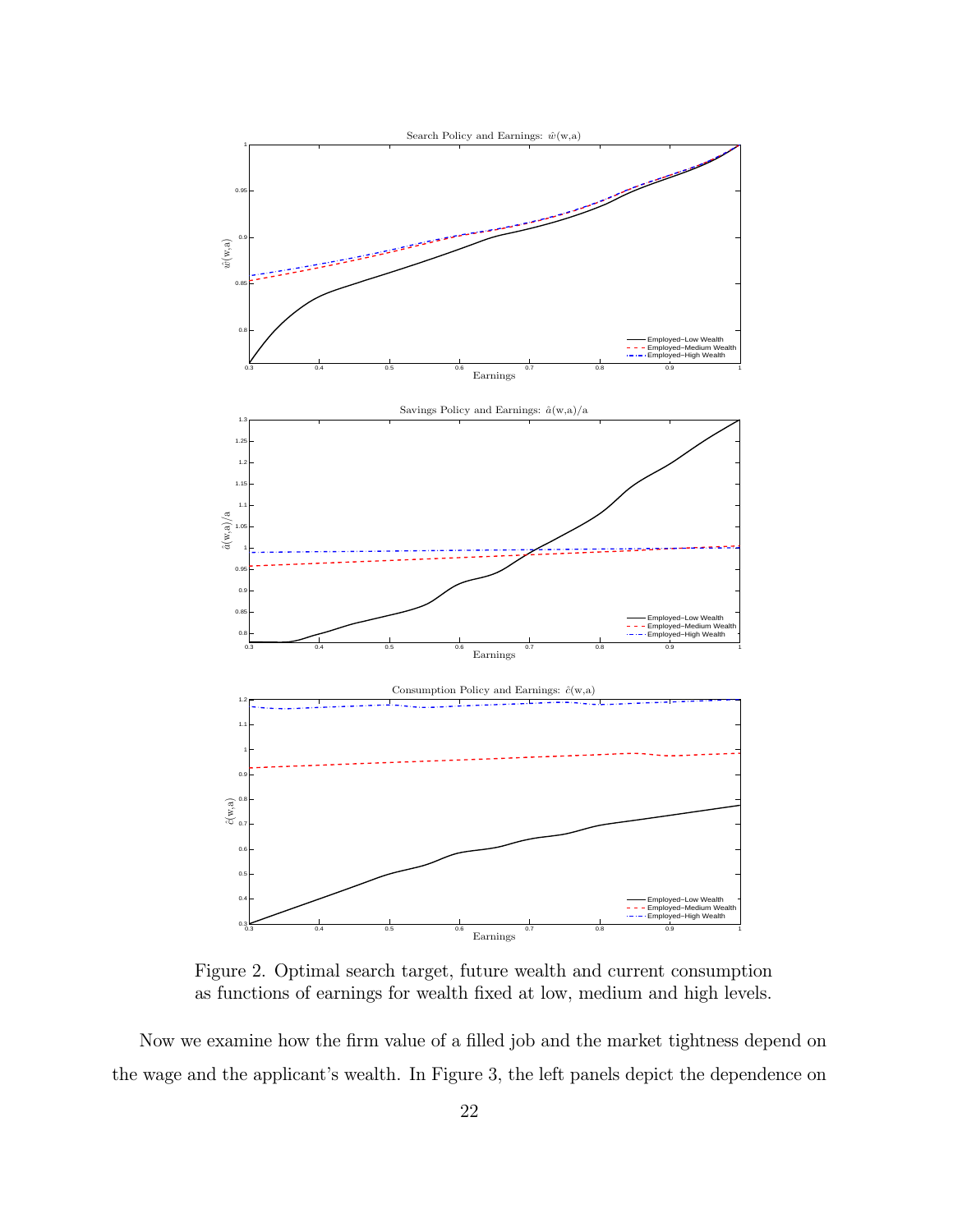Figure 2. Optimal search target, future wealth and current consumption as functions of earnings for wealth fixed at low, medium and high levels.

Now we examine how the firm value of a filled job and the market tightness depend on the wage and the applicant's wealth. In Figure 3, the left panels depict the dependence on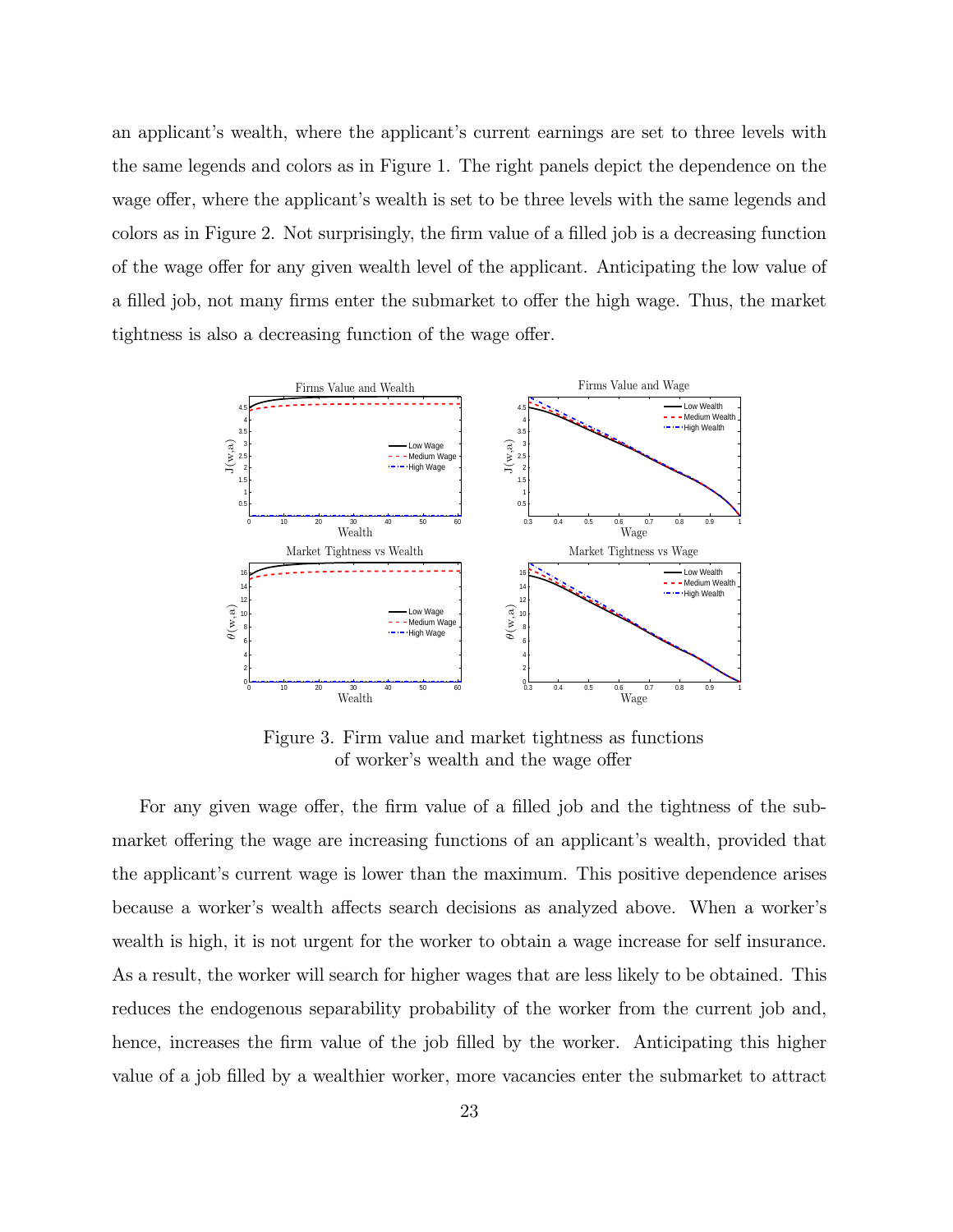an applicant's wealth, where the applicant's current earnings are set to three levels with the same legends and colors as in Figure 1. The right panels depict the dependence on the wage offer, where the applicant's wealth is set to be three levels with the same legends and colors as in Figure 2. Not surprisingly, the firm value of a filled job is a decreasing function of the wage offer for any given wealth level of the applicant. Anticipating the low value of a filled job, not many firms enter the submarket to offer the high wage. Thus, the market tightness is also a decreasing function of the wage offer.

Figure 3. Firm value and market tightness as functions of worker's wealth and the wage offer

For any given wage offer, the firm value of a filled job and the tightness of the submarket offering the wage are increasing functions of an applicant's wealth, provided that the applicant's current wage is lower than the maximum. This positive dependence arises because a worker's wealth affects search decisions as analyzed above. When a worker's wealth is high, it is not urgent for the worker to obtain a wage increase for self insurance. As a result, the worker will search for higher wages that are less likely to be obtained. This reduces the endogenous separability probability of the worker from the current job and, hence, increases the firm value of the job filled by the worker. Anticipating this higher value of a job filled by a wealthier worker, more vacancies enter the submarket to attract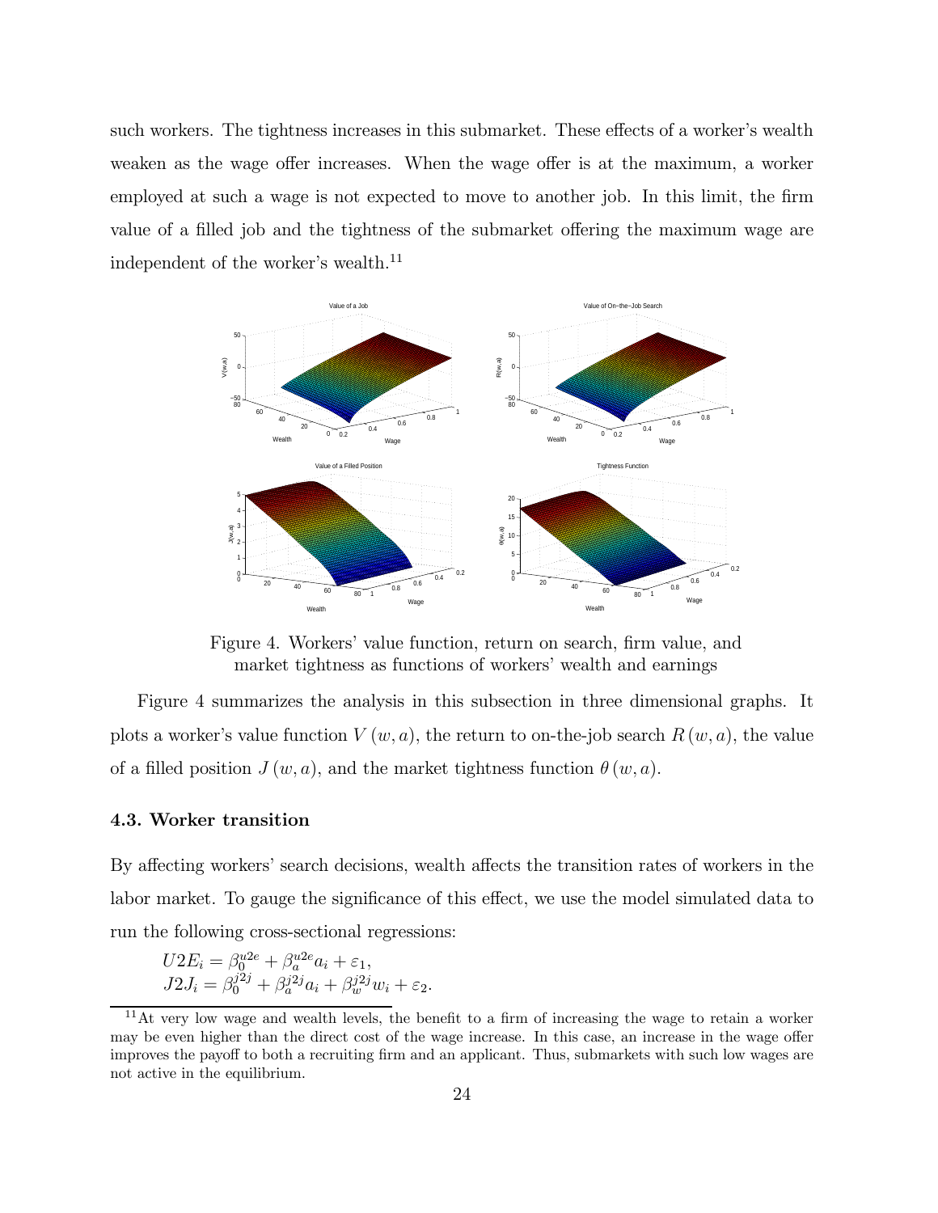such workers. The tightness increases in this submarket. These effects of a worker's wealth weaken as the wage offer increases. When the wage offer is at the maximum, a worker employed at such a wage is not expected to move to another job. In this limit, the firm value of a filled job and the tightness of the submarket offering the maximum wage are independent of the worker's wealth.[11]

Figure 4. Workers' value function, return on search, firm value, and market tightness as functions of workers' wealth and earnings

Figure 4 summarizes the analysis in this subsection in three dimensional graphs. It plots a worker's value function $V(w, a)$, the return to on-the-job search $R(w, a)$, the value of a filled position $J(w, a)$, and the market tightness function $\theta(w, a)$.

### 4.3. Worker transition

By affecting workers' search decisions, wealth affects the transition rates of workers in the labor market. To gauge the significance of this effect, we use the model simulated data to run the following cross-sectional regressions:

$$U2E_i = \beta_0^{u2e} + \beta_a^{u2e} a_i + \varepsilon_1,$$
$$J2J_i = \beta_0^{j2j} + \beta_a^{j2j} a_i + \beta_w^{j2j} w_i + \varepsilon_2.$$

[11] At very low wage and wealth levels, the benefit to a firm of increasing the wage to retain a worker may be even higher than the direct cost of the wage increase. In this case, an increase in the wage offer improves the payoff to both a recruiting firm and an applicant. Thus, submarkets with such low wages are not active in the equilibrium.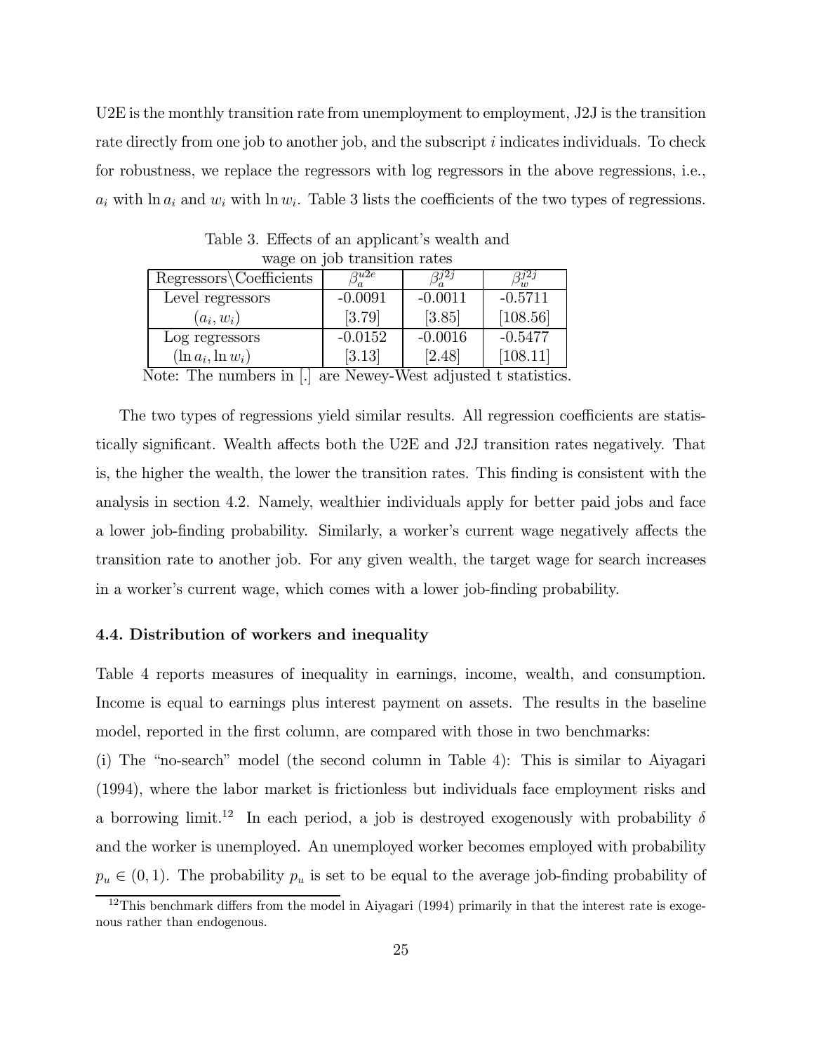U2E is the monthly transition rate from unemployment to employment, J2J is the transition rate directly from one job to another job, and the subscript $i$ indicates individuals. To check for robustness, we replace the regressors with log regressors in the above regressions, i.e., $a_i$ with $\ln a_i$ and $w_i$ with $\ln w_i$. Table 3 lists the coefficients of the two types of regressions.

Table 3. Effects of an applicant's wealth and wage on job transition rates

| Regressors\Coefficients | $\beta_a^{u2e}$ | $\beta_a^{j2j}$ | $\beta_w^{j2j}$ |
|---|---|---|---|
| Level regressors | -0.0091 | -0.0011 | -0.5711 |
| $(a_i, w_i)$ | [3.79] | [3.85] | [108.56] |
| Log regressors | -0.0152 | -0.0016 | -0.5477 |
| $(\ln a_i, \ln w_i)$ | [3.13] | [2.48] | [108.11] |

Note: The numbers in [.] are Newey-West adjusted t statistics.

The two types of regressions yield similar results. All regression coefficients are statistically significant. Wealth affects both the U2E and J2J transition rates negatively. That is, the higher the wealth, the lower the transition rates. This finding is consistent with the analysis in section 4.2. Namely, wealthier individuals apply for better paid jobs and face a lower job-finding probability. Similarly, a worker's current wage negatively affects the transition rate to another job. For any given wealth, the target wage for search increases in a worker's current wage, which comes with a lower job-finding probability.

### 4.4. Distribution of workers and inequality

Table 4 reports measures of inequality in earnings, income, wealth, and consumption. Income is equal to earnings plus interest payment on assets. The results in the baseline model, reported in the first column, are compared with those in two benchmarks:

(i) The "no-search" model (the second column in Table 4): This is similar to Aiyagari (1994), where the labor market is frictionless but individuals face employment risks and a borrowing limit.[12] In each period, a job is destroyed exogenously with probability $\delta$ and the worker is unemployed. An unemployed worker becomes employed with probability $p_u \in (0, 1)$. The probability $p_u$ is set to be equal to the average job-finding probability of

[12] This benchmark differs from the model in Aiyagari (1994) primarily in that the interest rate is exogenous rather than endogenous.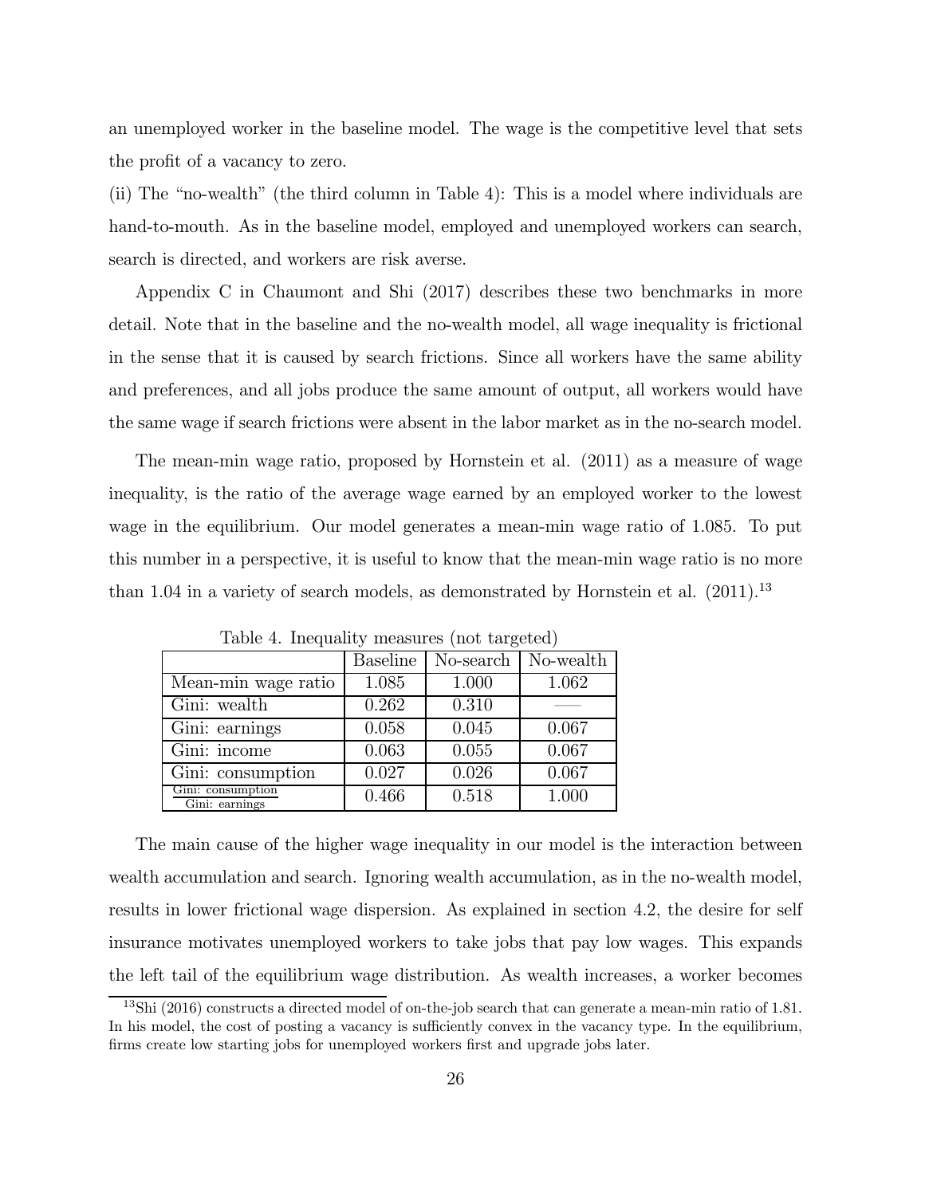an unemployed worker in the baseline model. The wage is the competitive level that sets the profit of a vacancy to zero.

(ii) The "no-wealth" (the third column in Table 4): This is a model where individuals are hand-to-mouth. As in the baseline model, employed and unemployed workers can search, search is directed, and workers are risk averse.

Appendix C in Chaumont and Shi (2017) describes these two benchmarks in more detail. Note that in the baseline and the no-wealth model, all wage inequality is frictional in the sense that it is caused by search frictions. Since all workers have the same ability and preferences, and all jobs produce the same amount of output, all workers would have the same wage if search frictions were absent in the labor market as in the no-search model.

The mean-min wage ratio, proposed by Hornstein et al. (2011) as a measure of wage inequality, is the ratio of the average wage earned by an employed worker to the lowest wage in the equilibrium. Our model generates a mean-min wage ratio of 1.085. To put this number in a perspective, it is useful to know that the mean-min wage ratio is no more than 1.04 in a variety of search models, as demonstrated by Hornstein et al. (2011).[13]

Table 4. Inequality measures (not targeted)

| | Baseline | No-search | No-wealth |
|---|---|---|---|
| Mean-min wage ratio | 1.085 | 1.000 | 1.062 |
| Gini: wealth | 0.262 | 0.310 | —— |
| Gini: earnings | 0.058 | 0.045 | 0.067 |
| Gini: income | 0.063 | 0.055 | 0.067 |
| Gini: consumption | 0.027 | 0.026 | 0.067 |
| $\frac{\text{Gini: consumption}}{\text{Gini: earnings}}$ | 0.466 | 0.518 | 1.000 |

The main cause of the higher wage inequality in our model is the interaction between wealth accumulation and search. Ignoring wealth accumulation, as in the no-wealth model, results in lower frictional wage dispersion. As explained in section 4.2, the desire for self insurance motivates unemployed workers to take jobs that pay low wages. This expands the left tail of the equilibrium wage distribution. As wealth increases, a worker becomes

[13] Shi (2016) constructs a directed model of on-the-job search that can generate a mean-min ratio of 1.81. In his model, the cost of posting a vacancy is sufficiently convex in the vacancy type. In the equilibrium, firms create low starting jobs for unemployed workers first and upgrade jobs later.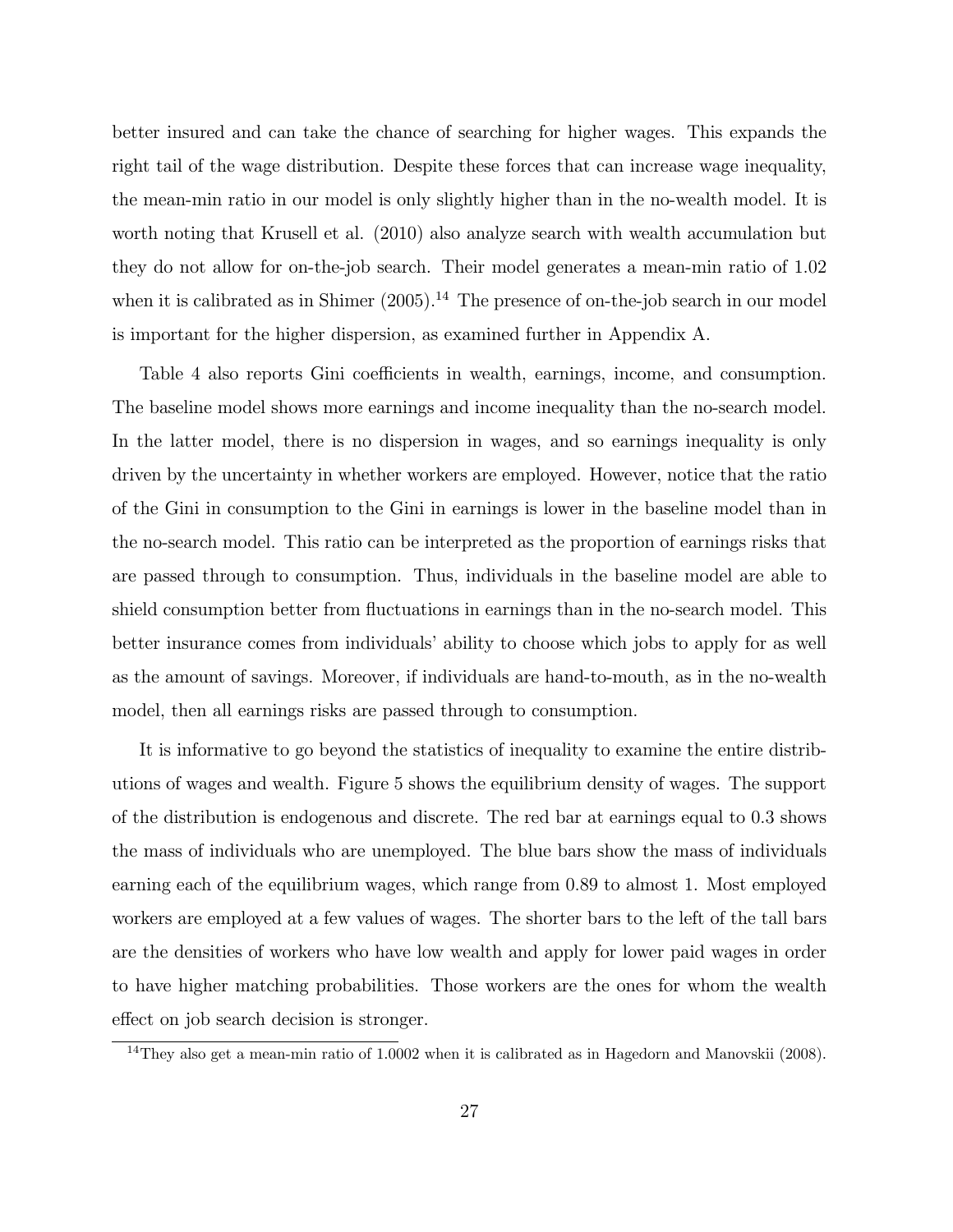better insured and can take the chance of searching for higher wages. This expands the right tail of the wage distribution. Despite these forces that can increase wage inequality, the mean-min ratio in our model is only slightly higher than in the no-wealth model. It is worth noting that Krusell et al. (2010) also analyze search with wealth accumulation but they do not allow for on-the-job search. Their model generates a mean-min ratio of 1.02 when it is calibrated as in Shimer (2005).[14] The presence of on-the-job search in our model is important for the higher dispersion, as examined further in Appendix A.

Table 4 also reports Gini coefficients in wealth, earnings, income, and consumption. The baseline model shows more earnings and income inequality than the no-search model. In the latter model, there is no dispersion in wages, and so earnings inequality is only driven by the uncertainty in whether workers are employed. However, notice that the ratio of the Gini in consumption to the Gini in earnings is lower in the baseline model than in the no-search model. This ratio can be interpreted as the proportion of earnings risks that are passed through to consumption. Thus, individuals in the baseline model are able to shield consumption better from fluctuations in earnings than in the no-search model. This better insurance comes from individuals' ability to choose which jobs to apply for as well as the amount of savings. Moreover, if individuals are hand-to-mouth, as in the no-wealth model, then all earnings risks are passed through to consumption.

It is informative to go beyond the statistics of inequality to examine the entire distributions of wages and wealth. Figure 5 shows the equilibrium density of wages. The support of the distribution is endogenous and discrete. The red bar at earnings equal to 0.3 shows the mass of individuals who are unemployed. The blue bars show the mass of individuals earning each of the equilibrium wages, which range from 0.89 to almost 1. Most employed workers are employed at a few values of wages. The shorter bars to the left of the tall bars are the densities of workers who have low wealth and apply for lower paid wages in order to have higher matching probabilities. Those workers are the ones for whom the wealth effect on job search decision is stronger.

[14] They also get a mean-min ratio of 1.0002 when it is calibrated as in Hagedorn and Manovskii (2008).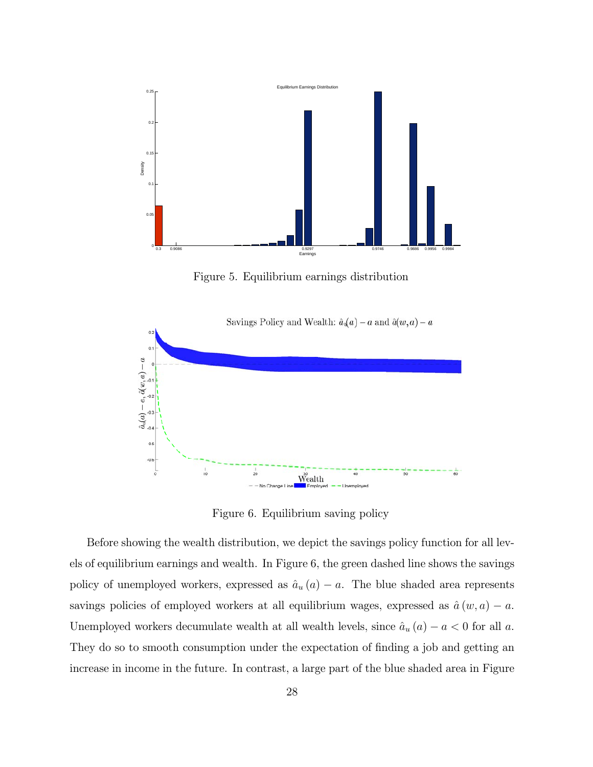Figure 5. Equilibrium earnings distribution

Figure 6. Equilibrium saving policy

Before showing the wealth distribution, we depict the savings policy function for all levels of equilibrium earnings and wealth. In Figure 6, the green dashed line shows the savings policy of unemployed workers, expressed as $\hat{a}_u(a) - a$. The blue shaded area represents savings policies of employed workers at all equilibrium wages, expressed as $\hat{a}(w, a) - a$. Unemployed workers decumulate wealth at all wealth levels, since $\hat{a}_u(a) - a < 0$ for all $a$. They do so to smooth consumption under the expectation of finding a job and getting an increase in income in the future. In contrast, a large part of the blue shaded area in Figure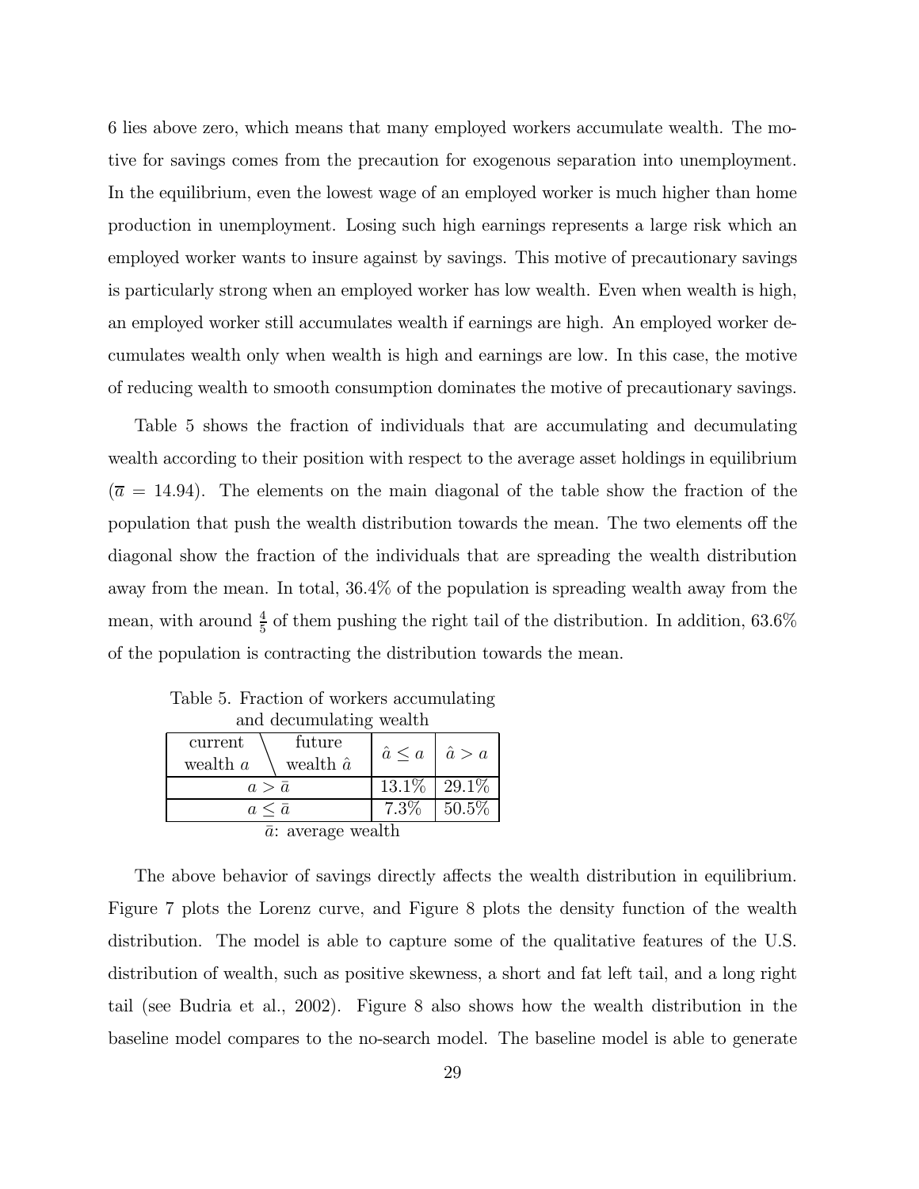6 lies above zero, which means that many employed workers accumulate wealth. The motive for savings comes from the precaution for exogenous separation into unemployment. In the equilibrium, even the lowest wage of an employed worker is much higher than home production in unemployment. Losing such high earnings represents a large risk which an employed worker wants to insure against by savings. This motive of precautionary savings is particularly strong when an employed worker has low wealth. Even when wealth is high, an employed worker still accumulates wealth if earnings are high. An employed worker decumulates wealth only when wealth is high and earnings are low. In this case, the motive of reducing wealth to smooth consumption dominates the motive of precautionary savings.

Table 5 shows the fraction of individuals that are accumulating and decumulating wealth according to their position with respect to the average asset holdings in equilibrium ($\overline{a} = 14.94$). The elements on the main diagonal of the table show the fraction of the population that push the wealth distribution towards the mean. The two elements off the diagonal show the fraction of the individuals that are spreading the wealth distribution away from the mean. In total, 36.4% of the population is spreading wealth away from the mean, with around $\frac{4}{5}$ of them pushing the right tail of the distribution. In addition, 63.6% of the population is contracting the distribution towards the mean.

Table 5. Fraction of workers accumulating and decumulating wealth

| current wealth $a$ \ future wealth $\hat{a}$ | $\hat{a} \leq a$ | $\hat{a} > a$ |
|---|---|---|
| $a > \bar{a}$ | 13.1% | 29.1% |
| $a \leq \bar{a}$ | 7.3% | 50.5% |

$\bar{a}$: average wealth

The above behavior of savings directly affects the wealth distribution in equilibrium. Figure 7 plots the Lorenz curve, and Figure 8 plots the density function of the wealth distribution. The model is able to capture some of the qualitative features of the U.S. distribution of wealth, such as positive skewness, a short and fat left tail, and a long right tail (see Budria et al., 2002). Figure 8 also shows how the wealth distribution in the baseline model compares to the no-search model. The baseline model is able to generate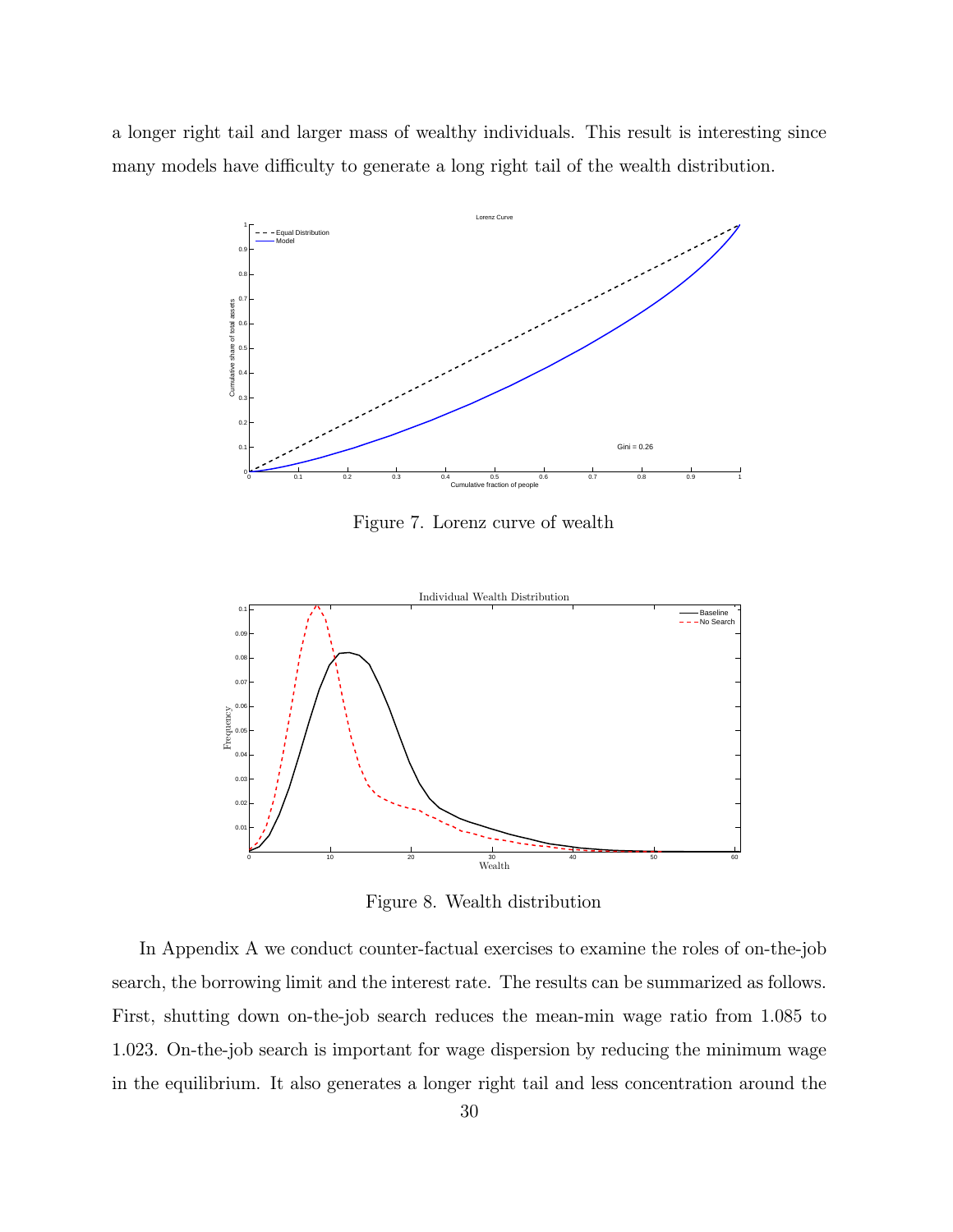a longer right tail and larger mass of wealthy individuals. This result is interesting since many models have difficulty to generate a long right tail of the wealth distribution.

Figure 7. Lorenz curve of wealth

Figure 8. Wealth distribution

In Appendix A we conduct counter-factual exercises to examine the roles of on-the-job search, the borrowing limit and the interest rate. The results can be summarized as follows. First, shutting down on-the-job search reduces the mean-min wage ratio from 1.085 to 1.023. On-the-job search is important for wage dispersion by reducing the minimum wage in the equilibrium. It also generates a longer right tail and less concentration around the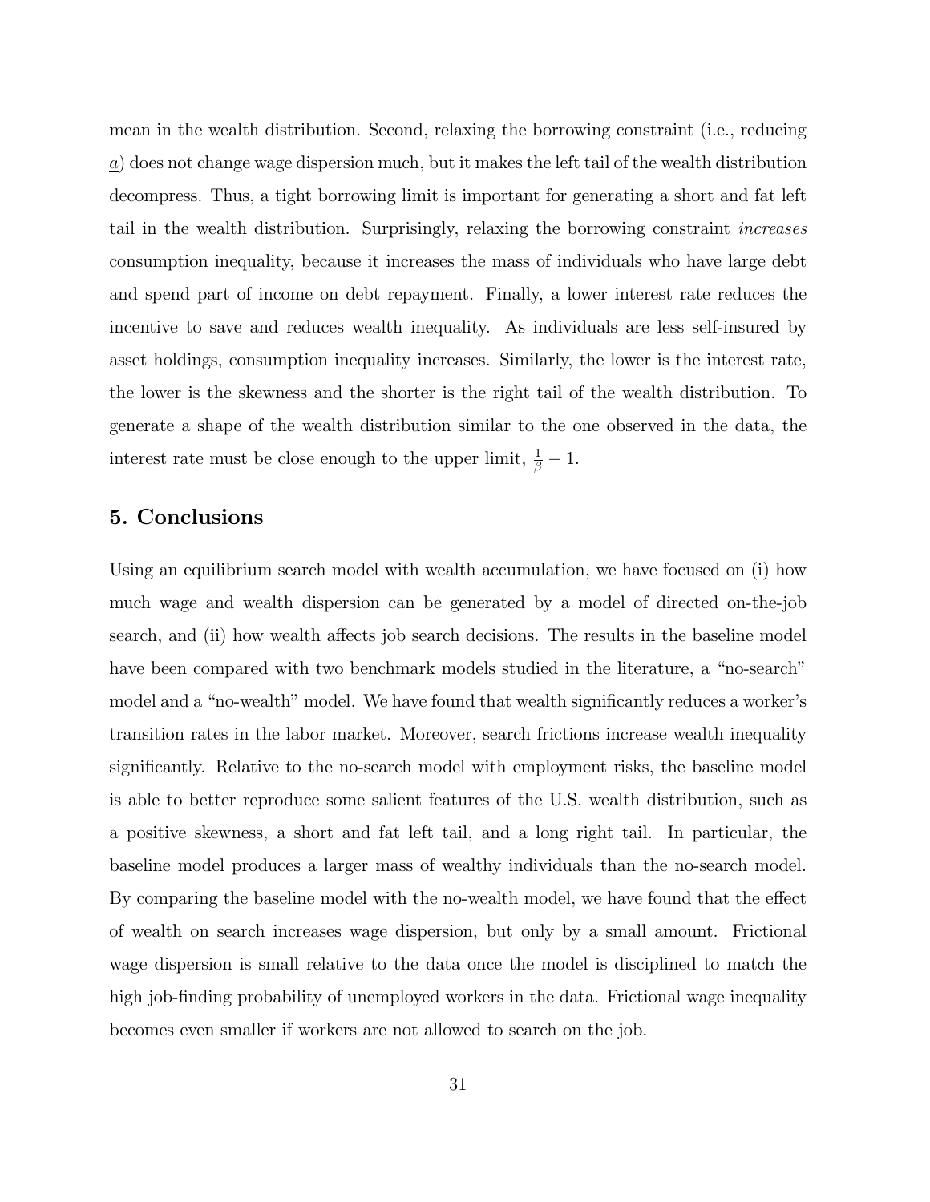mean in the wealth distribution. Second, relaxing the borrowing constraint (i.e., reducing $\underline{a}$) does not change wage dispersion much, but it makes the left tail of the wealth distribution decompress. Thus, a tight borrowing limit is important for generating a short and fat left tail in the wealth distribution. Surprisingly, relaxing the borrowing constraint *increases* consumption inequality, because it increases the mass of individuals who have large debt and spend part of income on debt repayment. Finally, a lower interest rate reduces the incentive to save and reduces wealth inequality. As individuals are less self-insured by asset holdings, consumption inequality increases. Similarly, the lower is the interest rate, the lower is the skewness and the shorter is the right tail of the wealth distribution. To generate a shape of the wealth distribution similar to the one observed in the data, the interest rate must be close enough to the upper limit, $\frac{1}{\beta} - 1$.

## 5. Conclusions

Using an equilibrium search model with wealth accumulation, we have focused on (i) how much wage and wealth dispersion can be generated by a model of directed on-the-job search, and (ii) how wealth affects job search decisions. The results in the baseline model have been compared with two benchmark models studied in the literature, a "no-search" model and a "no-wealth" model. We have found that wealth significantly reduces a worker's transition rates in the labor market. Moreover, search frictions increase wealth inequality significantly. Relative to the no-search model with employment risks, the baseline model is able to better reproduce some salient features of the U.S. wealth distribution, such as a positive skewness, a short and fat left tail, and a long right tail. In particular, the baseline model produces a larger mass of wealthy individuals than the no-search model. By comparing the baseline model with the no-wealth model, we have found that the effect of wealth on search increases wage dispersion, but only by a small amount. Frictional wage dispersion is small relative to the data once the model is disciplined to match the high job-finding probability of unemployed workers in the data. Frictional wage inequality becomes even smaller if workers are not allowed to search on the job.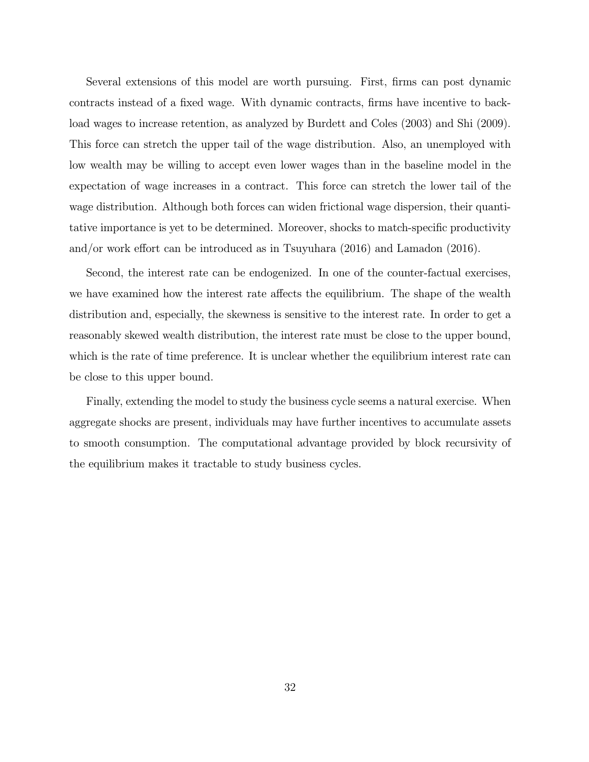Several extensions of this model are worth pursuing. First, firms can post dynamic contracts instead of a fixed wage. With dynamic contracts, firms have incentive to back-load wages to increase retention, as analyzed by Burdett and Coles (2003) and Shi (2009). This force can stretch the upper tail of the wage distribution. Also, an unemployed with low wealth may be willing to accept even lower wages than in the baseline model in the expectation of wage increases in a contract. This force can stretch the lower tail of the wage distribution. Although both forces can widen frictional wage dispersion, their quantitative importance is yet to be determined. Moreover, shocks to match-specific productivity and/or work effort can be introduced as in Tsuyuhara (2016) and Lamadon (2016).

Second, the interest rate can be endogenized. In one of the counter-factual exercises, we have examined how the interest rate affects the equilibrium. The shape of the wealth distribution and, especially, the skewness is sensitive to the interest rate. In order to get a reasonably skewed wealth distribution, the interest rate must be close to the upper bound, which is the rate of time preference. It is unclear whether the equilibrium interest rate can be close to this upper bound.

Finally, extending the model to study the business cycle seems a natural exercise. When aggregate shocks are present, individuals may have further incentives to accumulate assets to smooth consumption. The computational advantage provided by block recursivity of the equilibrium makes it tractable to study business cycles.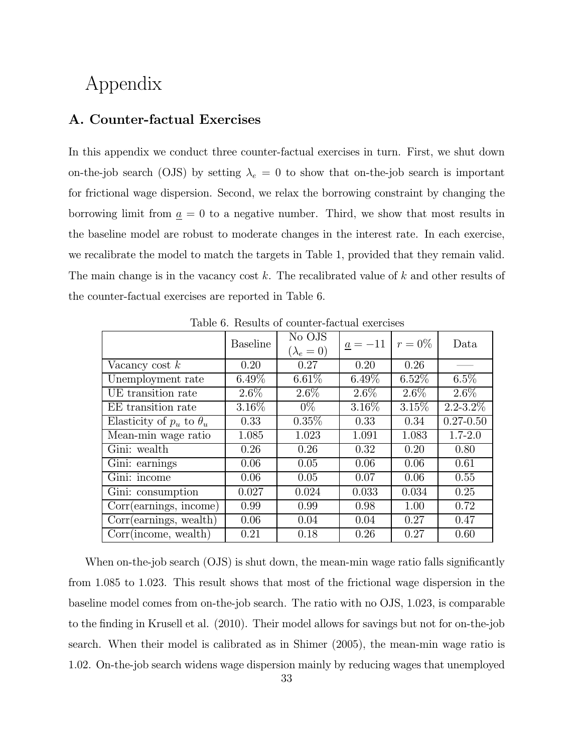# Appendix

## A. Counter-factual Exercises

In this appendix we conduct three counter-factual exercises in turn. First, we shut down on-the-job search (OJS) by setting $\lambda_e = 0$ to show that on-the-job search is important for frictional wage dispersion. Second, we relax the borrowing constraint by changing the borrowing limit from $\underline{a} = 0$ to a negative number. Third, we show that most results in the baseline model are robust to moderate changes in the interest rate. In each exercise, we recalibrate the model to match the targets in Table 1, provided that they remain valid. The main change is in the vacancy cost $k$. The recalibrated value of $k$ and other results of the counter-factual exercises are reported in Table 6.

Table 6. Results of counter-factual exercises

| | Baseline | No OJS ($\lambda_e = 0$) | $\underline{a} = -11$ | $r = 0\%$ | Data |
|---|---|---|---|---|---|
| Vacancy cost $k$ | 0.20 | 0.27 | 0.20 | 0.26 | —— |
| Unemployment rate | 6.49% | 6.61% | 6.49% | 6.52% | 6.5% |
| UE transition rate | 2.6% | 2.6% | 2.6% | 2.6% | 2.6% |
| EE transition rate | 3.16% | 0% | 3.16% | 3.15% | 2.2-3.2% |
| Elasticity of $p_u$ to $\theta_u$ | 0.33 | 0.35% | 0.33 | 0.34 | 0.27-0.50 |
| Mean-min wage ratio | 1.085 | 1.023 | 1.091 | 1.083 | 1.7-2.0 |
| Gini: wealth | 0.26 | 0.26 | 0.32 | 0.20 | 0.80 |
| Gini: earnings | 0.06 | 0.05 | 0.06 | 0.06 | 0.61 |
| Gini: income | 0.06 | 0.05 | 0.07 | 0.06 | 0.55 |
| Gini: consumption | 0.027 | 0.024 | 0.033 | 0.034 | 0.25 |
| Corr(earnings, income) | 0.99 | 0.99 | 0.98 | 1.00 | 0.72 |
| Corr(earnings, wealth) | 0.06 | 0.04 | 0.04 | 0.27 | 0.47 |
| Corr(income, wealth) | 0.21 | 0.18 | 0.26 | 0.27 | 0.60 |

When on-the-job search (OJS) is shut down, the mean-min wage ratio falls significantly from 1.085 to 1.023. This result shows that most of the frictional wage dispersion in the baseline model comes from on-the-job search. The ratio with no OJS, 1.023, is comparable to the finding in Krusell et al. (2010). Their model allows for savings but not for on-the-job search. When their model is calibrated as in Shimer (2005), the mean-min wage ratio is 1.02. On-the-job search widens wage dispersion mainly by reducing wages that unemployed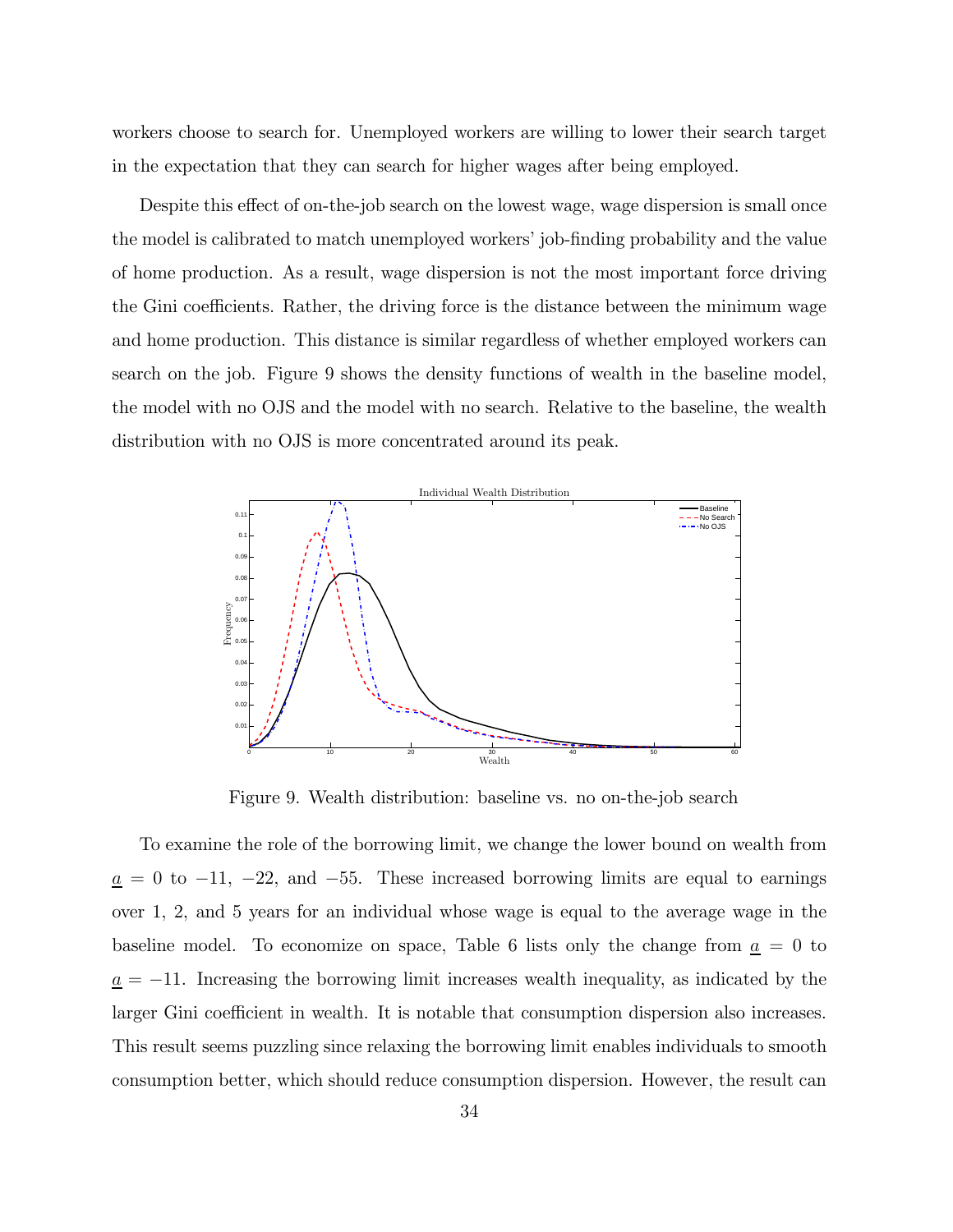workers choose to search for. Unemployed workers are willing to lower their search target in the expectation that they can search for higher wages after being employed.

Despite this effect of on-the-job search on the lowest wage, wage dispersion is small once the model is calibrated to match unemployed workers' job-finding probability and the value of home production. As a result, wage dispersion is not the most important force driving the Gini coefficients. Rather, the driving force is the distance between the minimum wage and home production. This distance is similar regardless of whether employed workers can search on the job. Figure 9 shows the density functions of wealth in the baseline model, the model with no OJS and the model with no search. Relative to the baseline, the wealth distribution with no OJS is more concentrated around its peak.

Figure 9. Wealth distribution: baseline vs. no on-the-job search

To examine the role of the borrowing limit, we change the lower bound on wealth from $\underline{a} = 0$ to $-11$, $-22$, and $-55$. These increased borrowing limits are equal to earnings over 1, 2, and 5 years for an individual whose wage is equal to the average wage in the baseline model. To economize on space, Table 6 lists only the change from $\underline{a} = 0$ to $\underline{a} = -11$. Increasing the borrowing limit increases wealth inequality, as indicated by the larger Gini coefficient in wealth. It is notable that consumption dispersion also increases. This result seems puzzling since relaxing the borrowing limit enables individuals to smooth consumption better, which should reduce consumption dispersion. However, the result can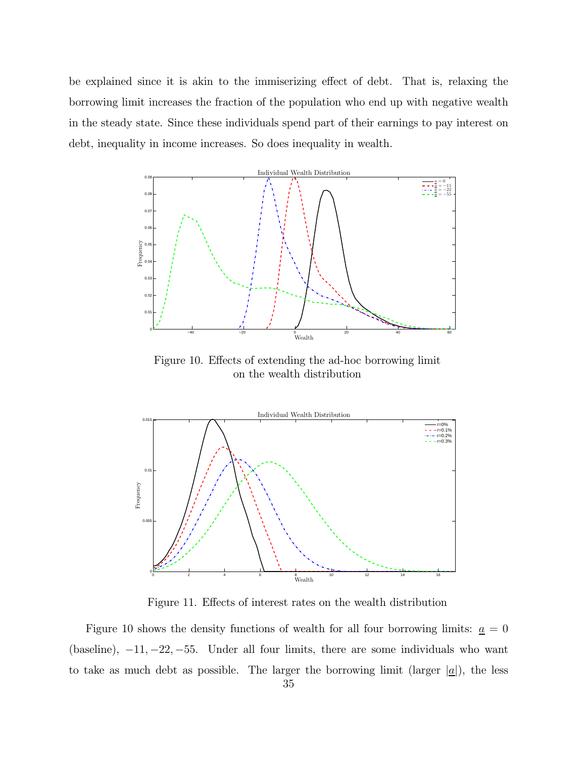be explained since it is akin to the immiserizing effect of debt. That is, relaxing the borrowing limit increases the fraction of the population who end up with negative wealth in the steady state. Since these individuals spend part of their earnings to pay interest on debt, inequality in income increases. So does inequality in wealth.

Figure 10. Effects of extending the ad-hoc borrowing limit on the wealth distribution

Figure 11. Effects of interest rates on the wealth distribution

Figure 10 shows the density functions of wealth for all four borrowing limits: $\underline{a} = 0$ (baseline), $-11, -22, -55$. Under all four limits, there are some individuals who want to take as much debt as possible. The larger the borrowing limit (larger $|\underline{a}|$), the less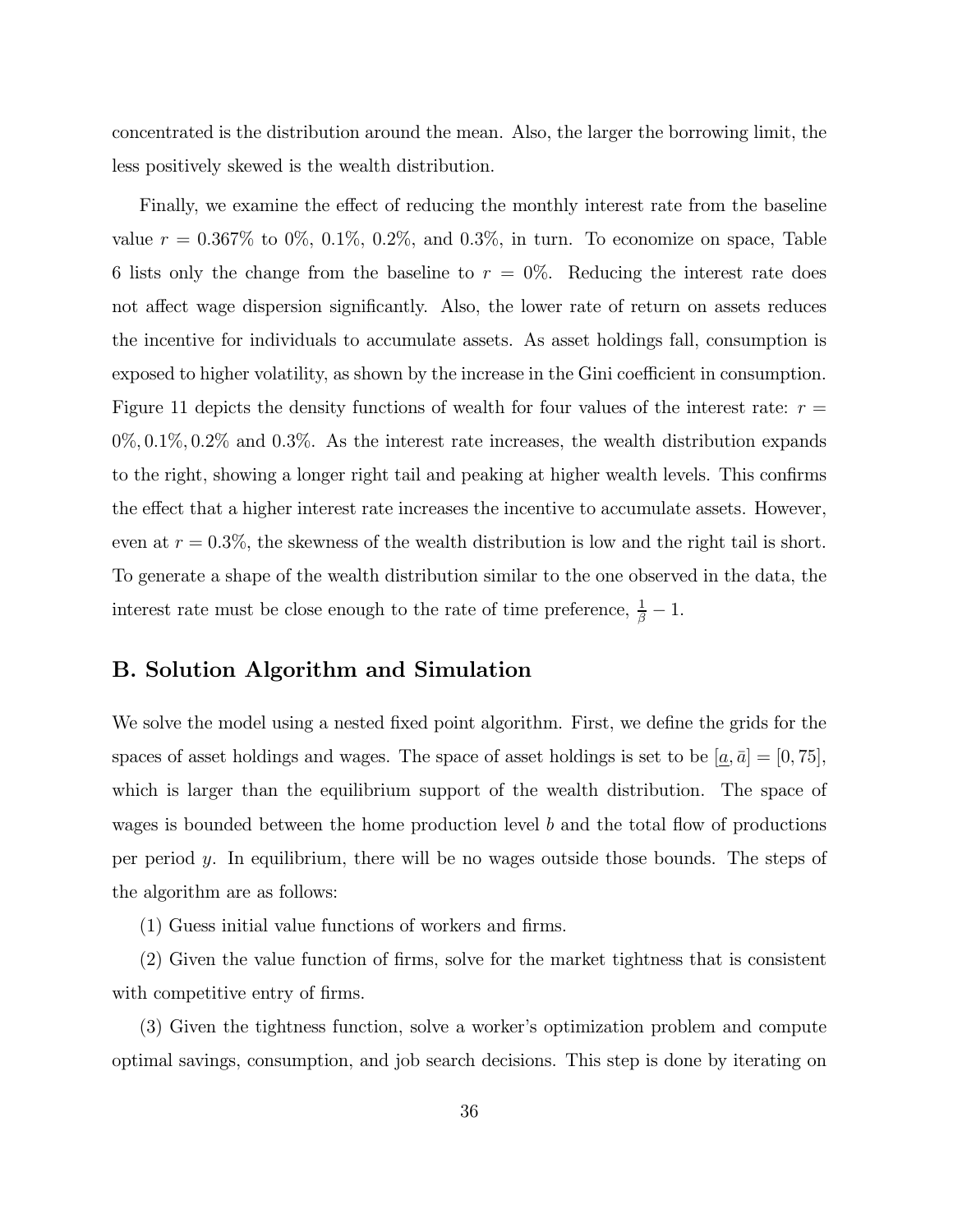concentrated is the distribution around the mean. Also, the larger the borrowing limit, the less positively skewed is the wealth distribution.

Finally, we examine the effect of reducing the monthly interest rate from the baseline value $r = 0.367\%$ to 0%, 0.1%, 0.2%, and 0.3%, in turn. To economize on space, Table 6 lists only the change from the baseline to $r = 0\%$. Reducing the interest rate does not affect wage dispersion significantly. Also, the lower rate of return on assets reduces the incentive for individuals to accumulate assets. As asset holdings fall, consumption is exposed to higher volatility, as shown by the increase in the Gini coefficient in consumption. Figure 11 depicts the density functions of wealth for four values of the interest rate: $r = 0\%, 0.1\%, 0.2\%$ and $0.3\%$. As the interest rate increases, the wealth distribution expands to the right, showing a longer right tail and peaking at higher wealth levels. This confirms the effect that a higher interest rate increases the incentive to accumulate assets. However, even at $r = 0.3\%$, the skewness of the wealth distribution is low and the right tail is short. To generate a shape of the wealth distribution similar to the one observed in the data, the interest rate must be close enough to the rate of time preference, $\frac{1}{\beta} - 1$.

## B. Solution Algorithm and Simulation

We solve the model using a nested fixed point algorithm. First, we define the grids for the spaces of asset holdings and wages. The space of asset holdings is set to be $[\underline{a}, \bar{a}] = [0, 75]$, which is larger than the equilibrium support of the wealth distribution. The space of wages is bounded between the home production level $b$ and the total flow of productions per period $y$. In equilibrium, there will be no wages outside those bounds. The steps of the algorithm are as follows:

(1) Guess initial value functions of workers and firms.

(2) Given the value function of firms, solve for the market tightness that is consistent with competitive entry of firms.

(3) Given the tightness function, solve a worker's optimization problem and compute optimal savings, consumption, and job search decisions. This step is done by iterating on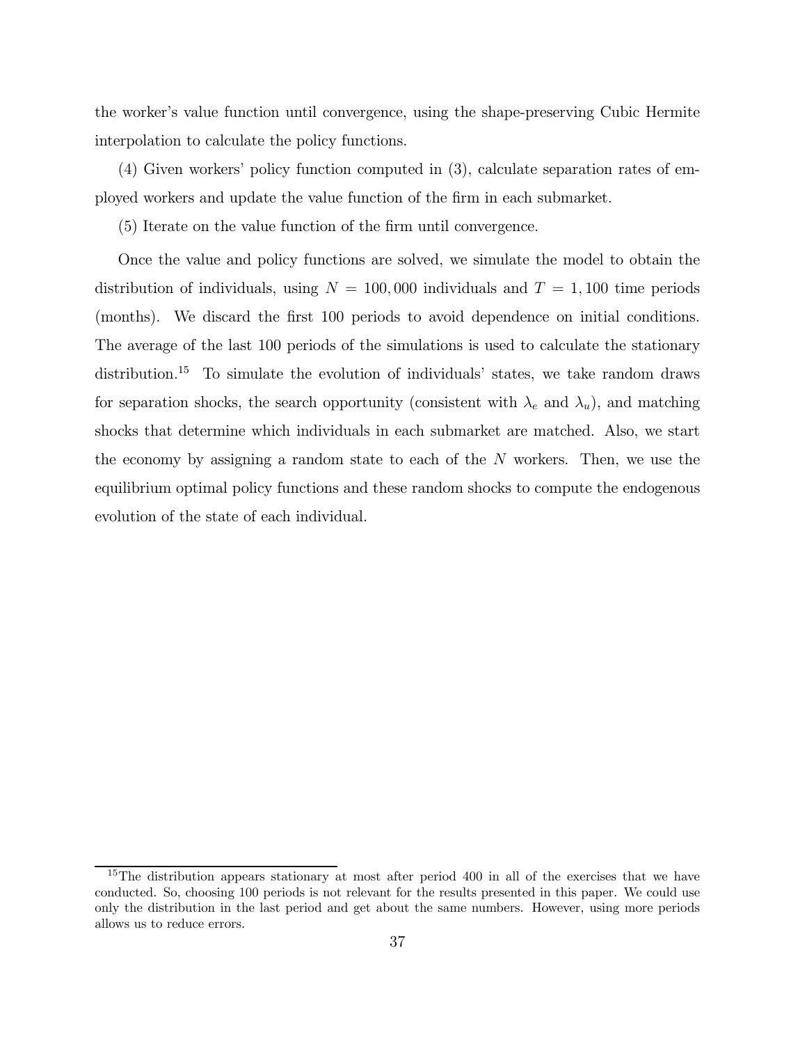the worker's value function until convergence, using the shape-preserving Cubic Hermite interpolation to calculate the policy functions.

(4) Given workers' policy function computed in (3), calculate separation rates of employed workers and update the value function of the firm in each submarket.

(5) Iterate on the value function of the firm until convergence.

Once the value and policy functions are solved, we simulate the model to obtain the distribution of individuals, using $N = 100,000$ individuals and $T = 1,100$ time periods (months). We discard the first 100 periods to avoid dependence on initial conditions. The average of the last 100 periods of the simulations is used to calculate the stationary distribution.[15] To simulate the evolution of individuals' states, we take random draws for separation shocks, the search opportunity (consistent with $\lambda_e$ and $\lambda_u$), and matching shocks that determine which individuals in each submarket are matched. Also, we start the economy by assigning a random state to each of the $N$ workers. Then, we use the equilibrium optimal policy functions and these random shocks to compute the endogenous evolution of the state of each individual.

[15] The distribution appears stationary at most after period 400 in all of the exercises that we have conducted. So, choosing 100 periods is not relevant for the results presented in this paper. We could use only the distribution in the last period and get about the same numbers. However, using more periods allows us to reduce errors.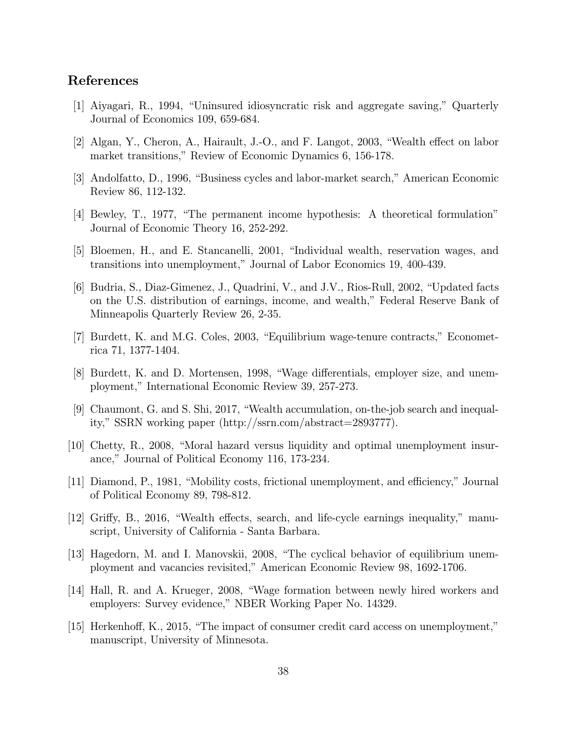## References

[1] Aiyagari, R., 1994, "Uninsured idiosyncratic risk and aggregate saving," Quarterly Journal of Economics 109, 659-684.

[2] Algan, Y., Cheron, A., Hairault, J.-O., and F. Langot, 2003, "Wealth effect on labor market transitions," Review of Economic Dynamics 6, 156-178.

[3] Andolfatto, D., 1996, "Business cycles and labor-market search," American Economic Review 86, 112-132.

[4] Bewley, T., 1977, "The permanent income hypothesis: A theoretical formulation" Journal of Economic Theory 16, 252-292.

[5] Bloemen, H., and E. Stancanelli, 2001, "Individual wealth, reservation wages, and transitions into unemployment," Journal of Labor Economics 19, 400-439.

[6] Budria, S., Diaz-Gimenez, J., Quadrini, V., and J.V., Rios-Rull, 2002, "Updated facts on the U.S. distribution of earnings, income, and wealth," Federal Reserve Bank of Minneapolis Quarterly Review 26, 2-35.

[7] Burdett, K. and M.G. Coles, 2003, "Equilibrium wage-tenure contracts," Econometrica 71, 1377-1404.

[8] Burdett, K. and D. Mortensen, 1998, "Wage differentials, employer size, and unemployment," International Economic Review 39, 257-273.

[9] Chaumont, G. and S. Shi, 2017, "Wealth accumulation, on-the-job search and inequality," SSRN working paper (http://ssrn.com/abstract=2893777).

[10] Chetty, R., 2008, "Moral hazard versus liquidity and optimal unemployment insurance," Journal of Political Economy 116, 173-234.

[11] Diamond, P., 1981, "Mobility costs, frictional unemployment, and efficiency," Journal of Political Economy 89, 798-812.

[12] Griffy, B., 2016, "Wealth effects, search, and life-cycle earnings inequality," manuscript, University of California - Santa Barbara.

[13] Hagedorn, M. and I. Manovskii, 2008, "The cyclical behavior of equilibrium unemployment and vacancies revisited," American Economic Review 98, 1692-1706.

[14] Hall, R. and A. Krueger, 2008, "Wage formation between newly hired workers and employers: Survey evidence," NBER Working Paper No. 14329.

[15] Herkenhoff, K., 2015, "The impact of consumer credit card access on unemployment," manuscript, University of Minnesota.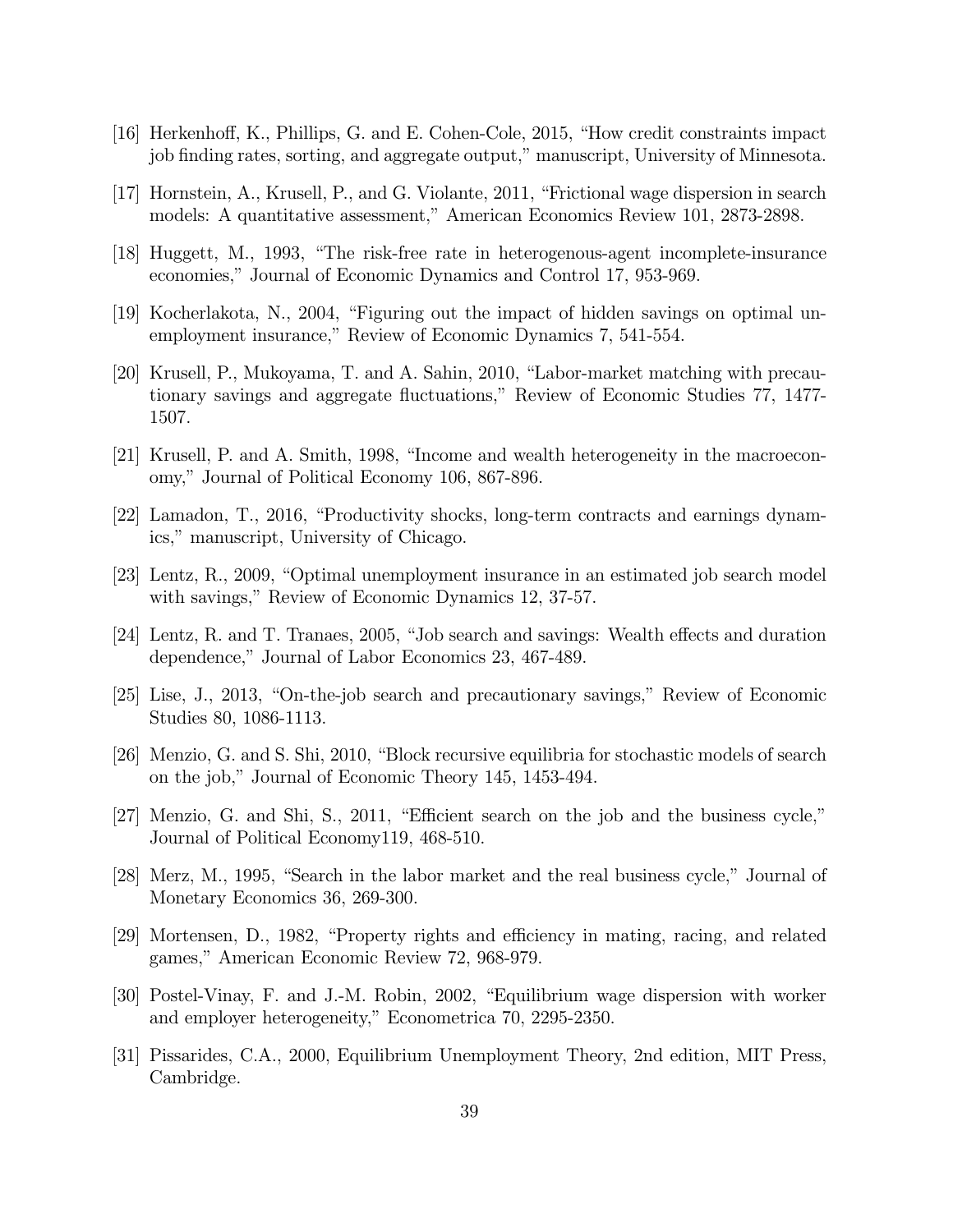[16] Herkenhoff, K., Phillips, G. and E. Cohen-Cole, 2015, "How credit constraints impact job finding rates, sorting, and aggregate output," manuscript, University of Minnesota.

[17] Hornstein, A., Krusell, P., and G. Violante, 2011, "Frictional wage dispersion in search models: A quantitative assessment," American Economics Review 101, 2873-2898.

[18] Huggett, M., 1993, "The risk-free rate in heterogenous-agent incomplete-insurance economies," Journal of Economic Dynamics and Control 17, 953-969.

[19] Kocherlakota, N., 2004, "Figuring out the impact of hidden savings on optimal unemployment insurance," Review of Economic Dynamics 7, 541-554.

[20] Krusell, P., Mukoyama, T. and A. Sahin, 2010, "Labor-market matching with precautionary savings and aggregate fluctuations," Review of Economic Studies 77, 1477-1507.

[21] Krusell, P. and A. Smith, 1998, "Income and wealth heterogeneity in the macroeconomy," Journal of Political Economy 106, 867-896.

[22] Lamadon, T., 2016, "Productivity shocks, long-term contracts and earnings dynamics," manuscript, University of Chicago.

[23] Lentz, R., 2009, "Optimal unemployment insurance in an estimated job search model with savings," Review of Economic Dynamics 12, 37-57.

[24] Lentz, R. and T. Tranaes, 2005, "Job search and savings: Wealth effects and duration dependence," Journal of Labor Economics 23, 467-489.

[25] Lise, J., 2013, "On-the-job search and precautionary savings," Review of Economic Studies 80, 1086-1113.

[26] Menzio, G. and S. Shi, 2010, "Block recursive equilibria for stochastic models of search on the job," Journal of Economic Theory 145, 1453-494.

[27] Menzio, G. and Shi, S., 2011, "Efficient search on the job and the business cycle," Journal of Political Economy119, 468-510.

[28] Merz, M., 1995, "Search in the labor market and the real business cycle," Journal of Monetary Economics 36, 269-300.

[29] Mortensen, D., 1982, "Property rights and efficiency in mating, racing, and related games," American Economic Review 72, 968-979.

[30] Postel-Vinay, F. and J.-M. Robin, 2002, "Equilibrium wage dispersion with worker and employer heterogeneity," Econometrica 70, 2295-2350.

[31] Pissarides, C.A., 2000, Equilibrium Unemployment Theory, 2nd edition, MIT Press, Cambridge.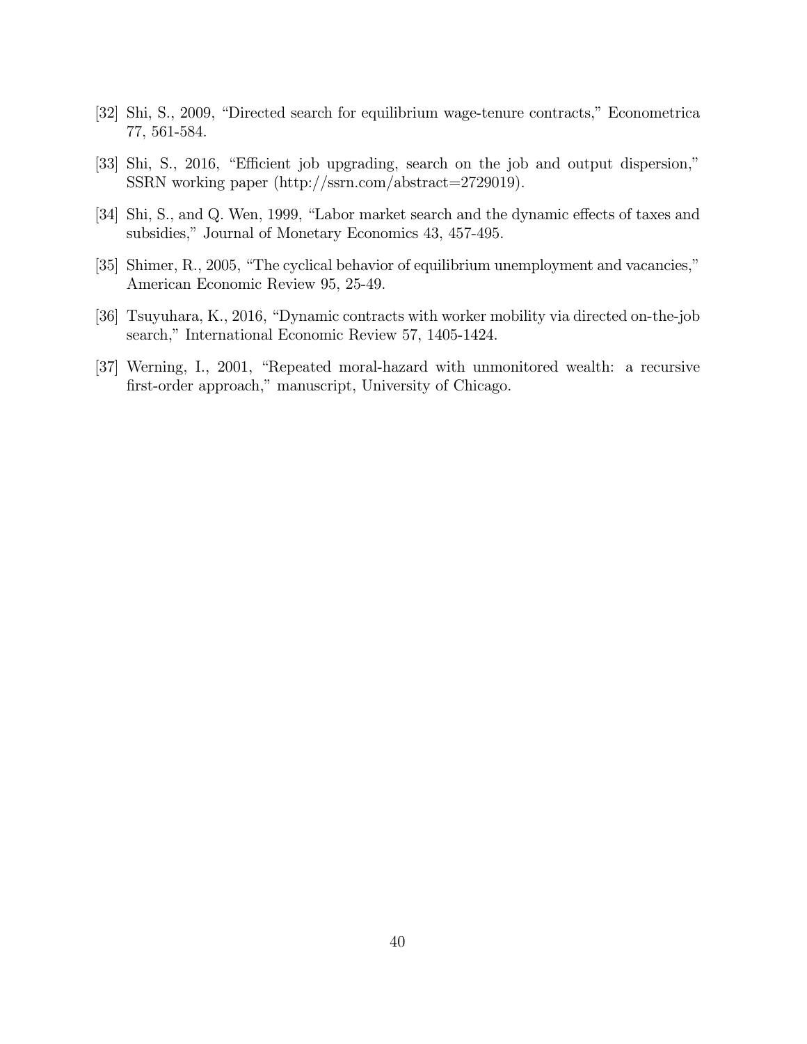[32] Shi, S., 2009, "Directed search for equilibrium wage-tenure contracts," Econometrica 77, 561-584.

[33] Shi, S., 2016, "Efficient job upgrading, search on the job and output dispersion," SSRN working paper (http://ssrn.com/abstract=2729019).

[34] Shi, S., and Q. Wen, 1999, "Labor market search and the dynamic effects of taxes and subsidies," Journal of Monetary Economics 43, 457-495.

[35] Shimer, R., 2005, "The cyclical behavior of equilibrium unemployment and vacancies," American Economic Review 95, 25-49.

[36] Tsuyuhara, K., 2016, "Dynamic contracts with worker mobility via directed on-the-job search," International Economic Review 57, 1405-1424.

[37] Werning, I., 2001, "Repeated moral-hazard with unmonitored wealth: a recursive first-order approach," manuscript, University of Chicago.